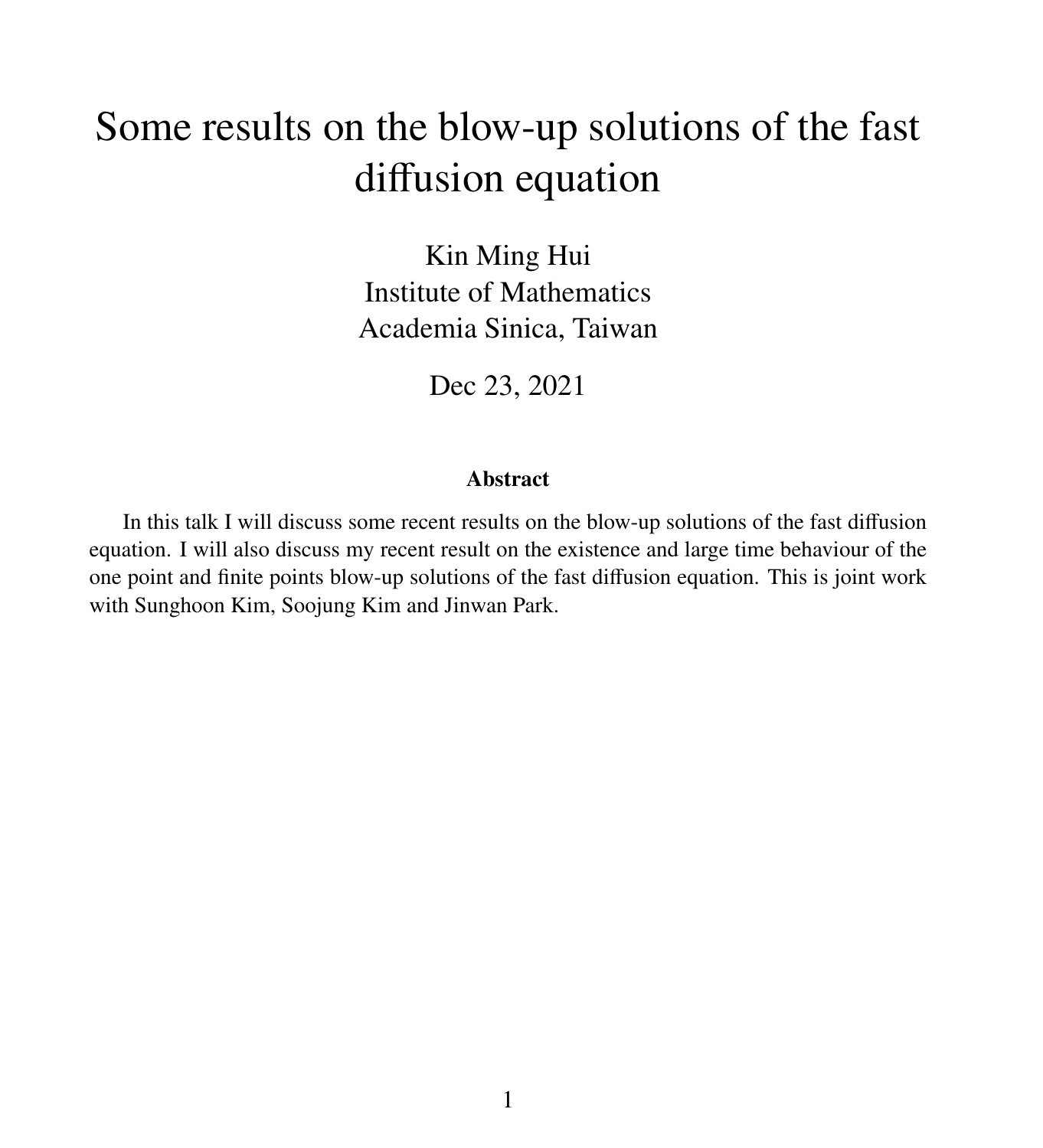# Some results on the blow-up solutions of the fast diffusion equation

Kin Ming Hui
Institute of Mathematics
Academia Sinica, Taiwan

Dec 23, 2021

**Abstract**

In this talk I will discuss some recent results on the blow-up solutions of the fast diffusion equation. I will also discuss my recent result on the existence and large time behaviour of the one point and finite points blow-up solutions of the fast diffusion equation. This is joint work with Sunghoon Kim, Soojung Kim and Jinwan Park.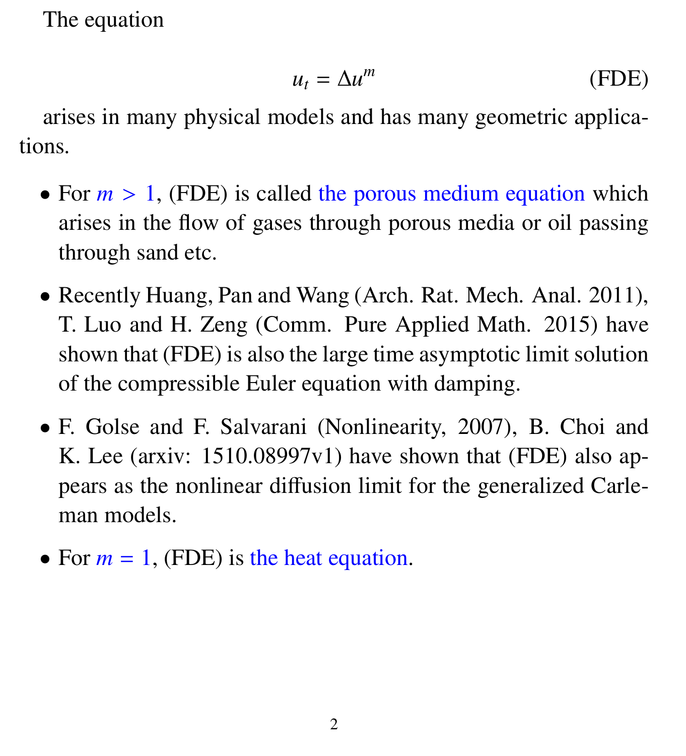The equation

$$u_t = \Delta u^m \tag{FDE}$$

arises in many physical models and has many geometric applications.

- For $m > 1$, (FDE) is called the porous medium equation which arises in the flow of gases through porous media or oil passing through sand etc.
- Recently Huang, Pan and Wang (Arch. Rat. Mech. Anal. 2011), T. Luo and H. Zeng (Comm. Pure Applied Math. 2015) have shown that (FDE) is also the large time asymptotic limit solution of the compressible Euler equation with damping.
- F. Golse and F. Salvarani (Nonlinearity, 2007), B. Choi and K. Lee (arxiv: 1510.08997v1) have shown that (FDE) also appears as the nonlinear diffusion limit for the generalized Carleman models.
- For $m = 1$, (FDE) is the heat equation.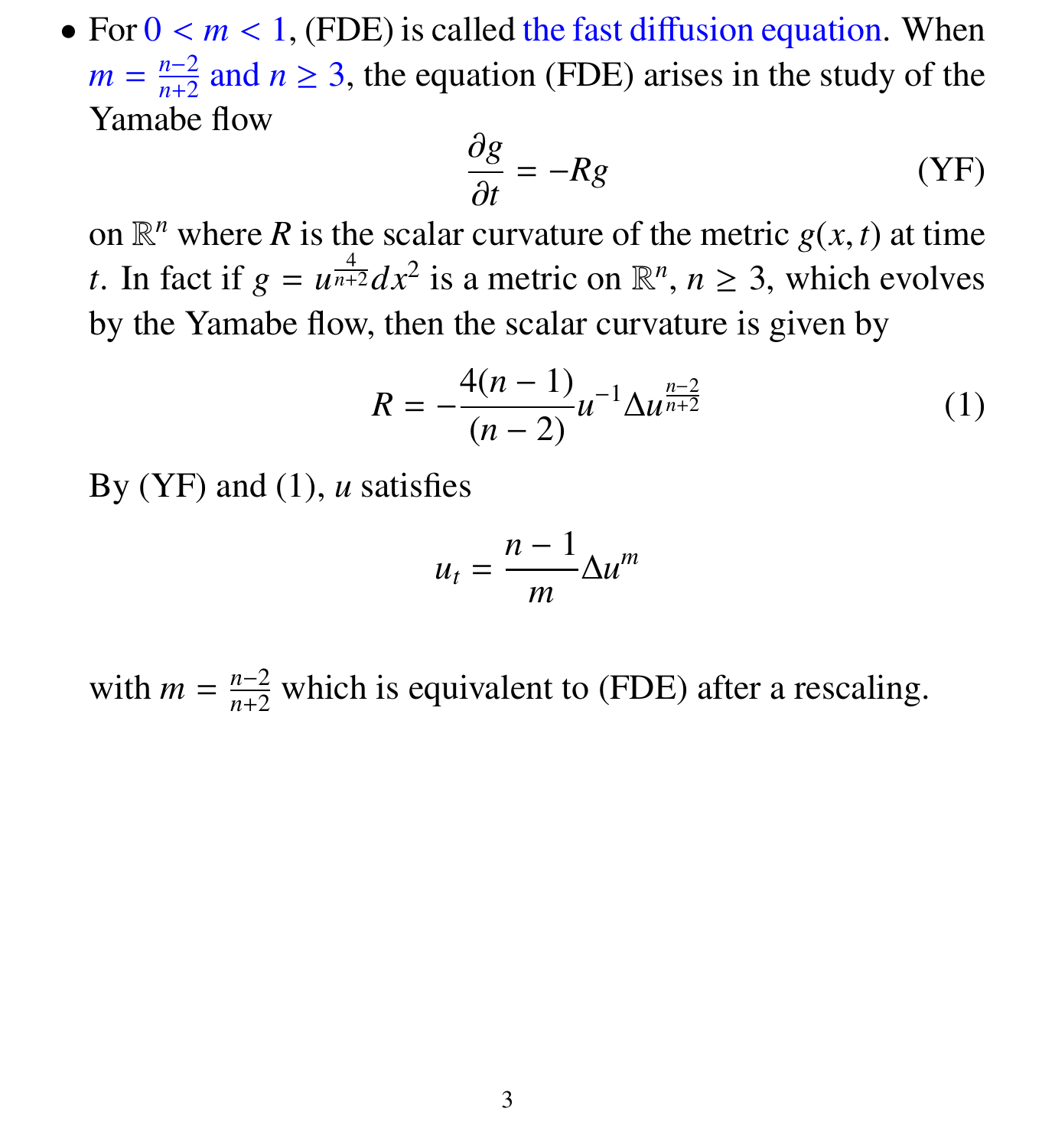- For $0 < m < 1$, (FDE) is called the fast diffusion equation. When $m = \frac{n-2}{n+2}$ and $n \geq 3$, the equation (FDE) arises in the study of the Yamabe flow

$$\frac{\partial g}{\partial t} = -Rg \tag{YF}$$

on $\mathbb{R}^n$ where $R$ is the scalar curvature of the metric $g(x,t)$ at time $t$. In fact if $g = u^{\frac{4}{n+2}} dx^2$ is a metric on $\mathbb{R}^n$, $n \geq 3$, which evolves by the Yamabe flow, then the scalar curvature is given by

$$R = -\frac{4(n-1)}{(n-2)} u^{-1} \Delta u^{\frac{n-2}{n+2}} \tag{1}$$

By (YF) and (1), $u$ satisfies

$$u_t = \frac{n-1}{m} \Delta u^m$$

with $m = \frac{n-2}{n+2}$ which is equivalent to (FDE) after a rescaling.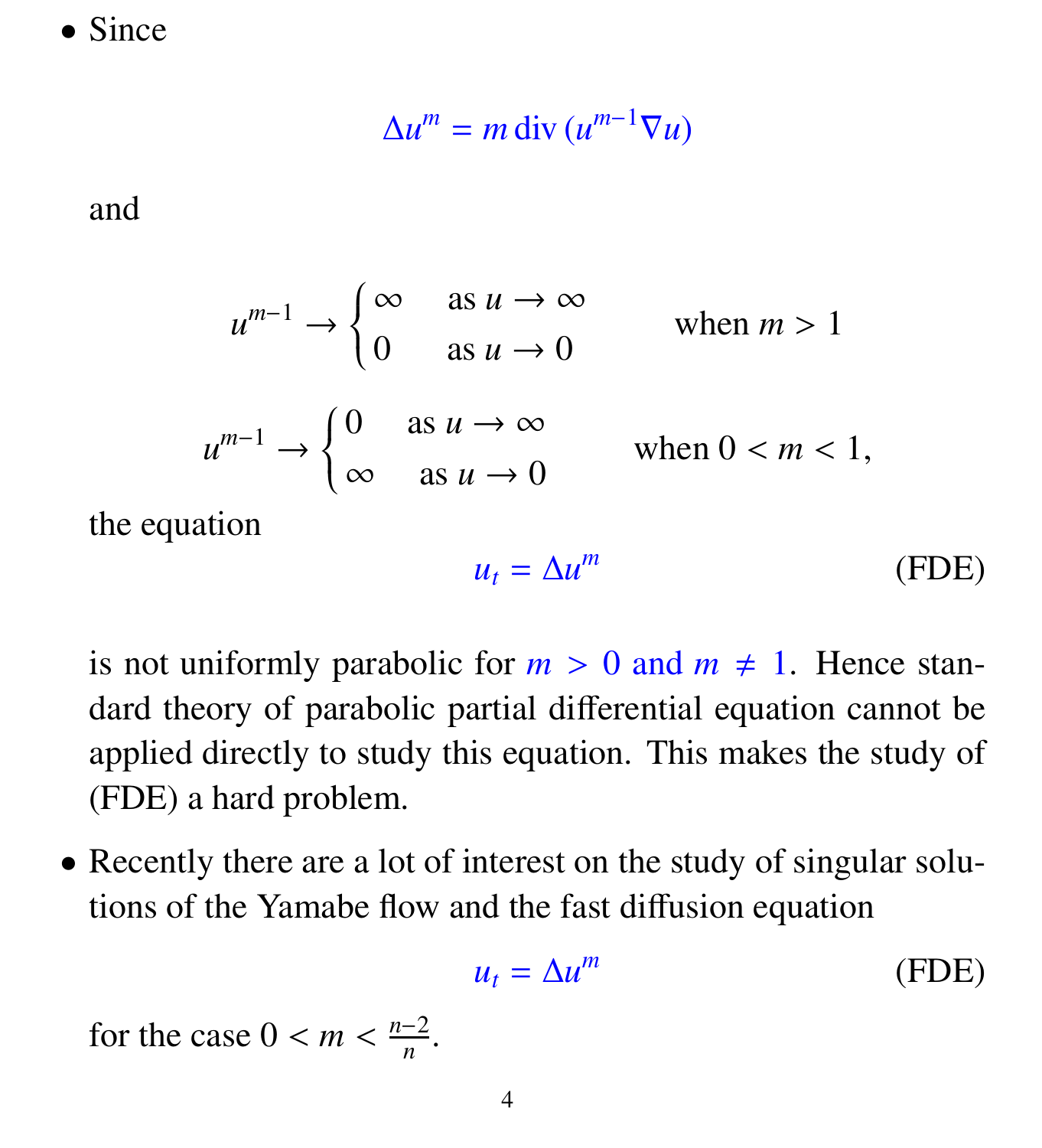- Since

$$\Delta u^m = m\,\mathrm{div}\,(u^{m-1}\nabla u)$$

and

$$u^{m-1} \to \begin{cases} \infty & \text{as } u \to \infty \\ 0 & \text{as } u \to 0 \end{cases} \qquad \text{when } m > 1$$

$$u^{m-1} \to \begin{cases} 0 & \text{as } u \to \infty \\ \infty & \text{as } u \to 0 \end{cases} \qquad \text{when } 0 < m < 1,$$

the equation

$$u_t = \Delta u^m \tag{FDE}$$

is not uniformly parabolic for $m > 0$ and $m \neq 1$. Hence standard theory of parabolic partial differential equation cannot be applied directly to study this equation. This makes the study of (FDE) a hard problem.

- Recently there are a lot of interest on the study of singular solutions of the Yamabe flow and the fast diffusion equation

$$u_t = \Delta u^m \tag{FDE}$$

for the case $0 < m < \frac{n-2}{n}$.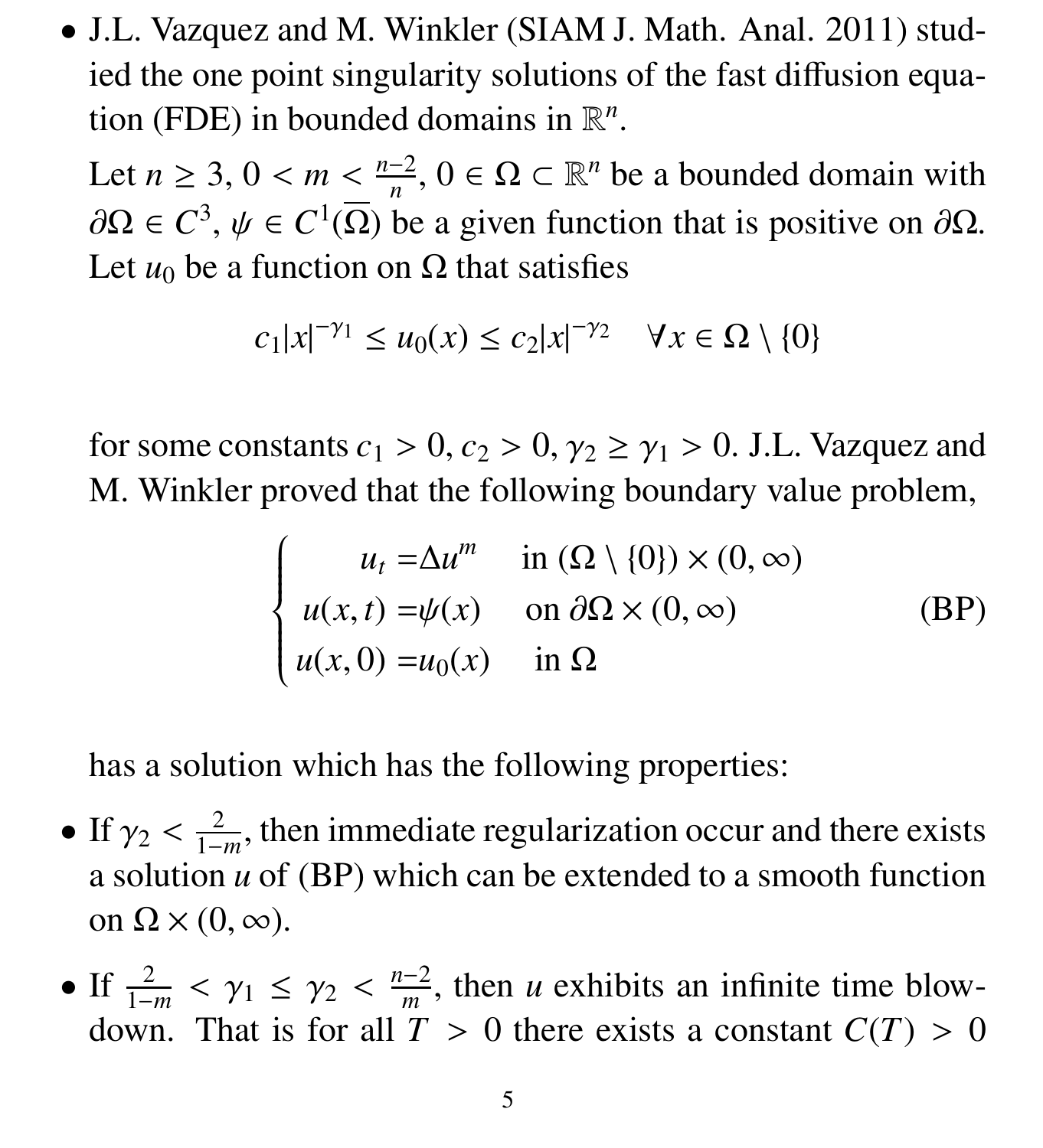- J.L. Vazquez and M. Winkler (SIAM J. Math. Anal. 2011) studied the one point singularity solutions of the fast diffusion equation (FDE) in bounded domains in $\mathbb{R}^n$.

  Let $n \geq 3$, $0 < m < \frac{n-2}{n}$, $0 \in \Omega \subset \mathbb{R}^n$ be a bounded domain with $\partial\Omega \in C^3$, $\psi \in C^1(\overline{\Omega})$ be a given function that is positive on $\partial\Omega$. Let $u_0$ be a function on $\Omega$ that satisfies

$$c_1|x|^{-\gamma_1} \leq u_0(x) \leq c_2|x|^{-\gamma_2} \quad \forall x \in \Omega \setminus \{0\}$$

  for some constants $c_1 > 0$, $c_2 > 0$, $\gamma_2 \geq \gamma_1 > 0$. J.L. Vazquez and M. Winkler proved that the following boundary value problem,

$$\begin{cases} u_t = \Delta u^m & \text{in } (\Omega \setminus \{0\}) \times (0, \infty) \\ u(x,t) = \psi(x) & \text{on } \partial\Omega \times (0, \infty) \\ u(x,0) = u_0(x) & \text{in } \Omega \end{cases} \tag{BP}$$

  has a solution which has the following properties:

- If $\gamma_2 < \frac{2}{1-m}$, then immediate regularization occur and there exists a solution $u$ of (BP) which can be extended to a smooth function on $\Omega \times (0, \infty)$.

- If $\frac{2}{1-m} < \gamma_1 \leq \gamma_2 < \frac{n-2}{m}$, then $u$ exhibits an infinite time blow-down. That is for all $T > 0$ there exists a constant $C(T) > 0$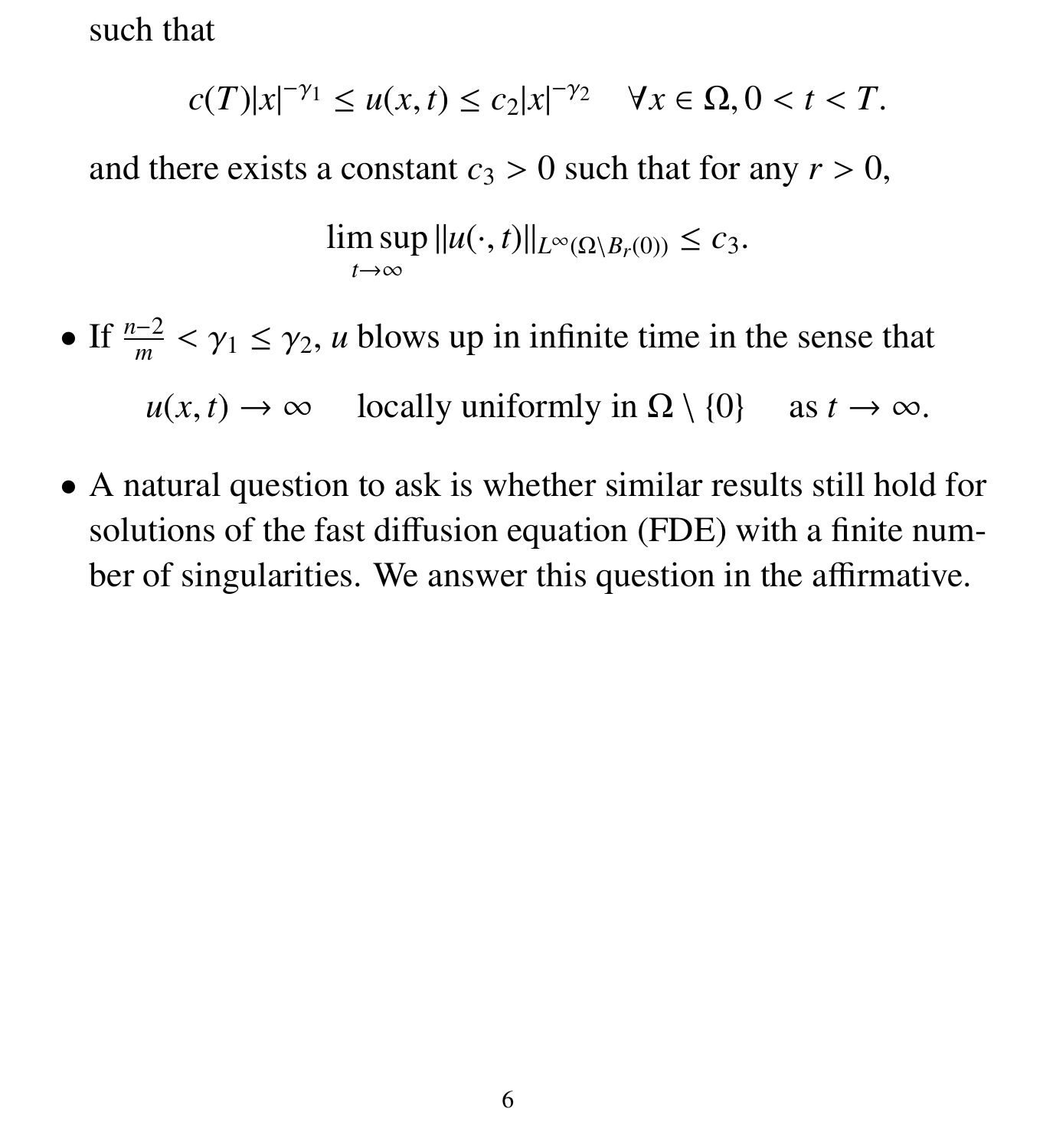such that

$$c(T)|x|^{-\gamma_1} \leq u(x,t) \leq c_2|x|^{-\gamma_2} \quad \forall x \in \Omega, 0 < t < T.$$

and there exists a constant $c_3 > 0$ such that for any $r > 0$,

$$\limsup_{t\to\infty} \|u(\cdot,t)\|_{L^\infty(\Omega\setminus B_r(0))} \leq c_3.$$

- If $\frac{n-2}{m} < \gamma_1 \leq \gamma_2$, $u$ blows up in infinite time in the sense that

$$u(x,t) \to \infty \quad \text{locally uniformly in } \Omega \setminus \{0\} \quad \text{as } t \to \infty.$$

- A natural question to ask is whether similar results still hold for solutions of the fast diffusion equation (FDE) with a finite number of singularities. We answer this question in the affirmative.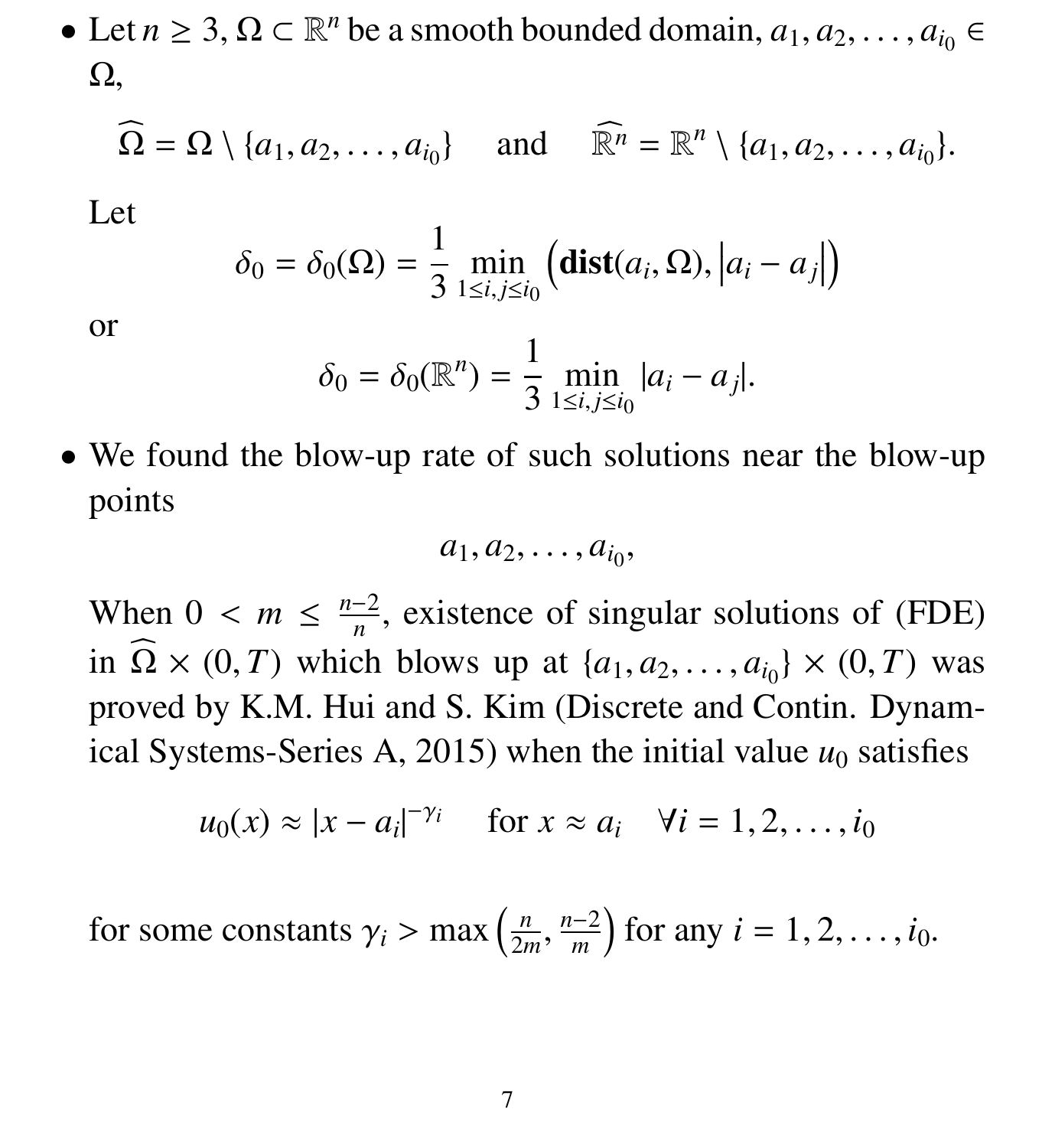- Let $n \geq 3$, $\Omega \subset \mathbb{R}^n$ be a smooth bounded domain, $a_1, a_2, \ldots, a_{i_0} \in \Omega$,

$$\widehat{\Omega} = \Omega \setminus \{a_1, a_2, \ldots, a_{i_0}\} \quad \text{and} \quad \widehat{\mathbb{R}^n} = \mathbb{R}^n \setminus \{a_1, a_2, \ldots, a_{i_0}\}.$$

  Let

$$\delta_0 = \delta_0(\Omega) = \frac{1}{3} \min_{1 \leq i, j \leq i_0} \left( \mathbf{dist}(a_i, \Omega), \left| a_i - a_j \right| \right)$$

  or

$$\delta_0 = \delta_0(\mathbb{R}^n) = \frac{1}{3} \min_{1 \leq i, j \leq i_0} |a_i - a_j|.$$

- We found the blow-up rate of such solutions near the blow-up points

$$a_1, a_2, \ldots, a_{i_0},$$

  When $0 < m \leq \frac{n-2}{n}$, existence of singular solutions of (FDE) in $\widehat{\Omega} \times (0, T)$ which blows up at $\{a_1, a_2, \ldots, a_{i_0}\} \times (0, T)$ was proved by K.M. Hui and S. Kim (Discrete and Contin. Dynamical Systems-Series A, 2015) when the initial value $u_0$ satisfies

$$u_0(x) \approx |x - a_i|^{-\gamma_i} \quad \text{for } x \approx a_i \quad \forall i = 1, 2, \ldots, i_0$$

  for some constants $\gamma_i > \max\left(\frac{n}{2m}, \frac{n-2}{m}\right)$ for any $i = 1, 2, \ldots, i_0$.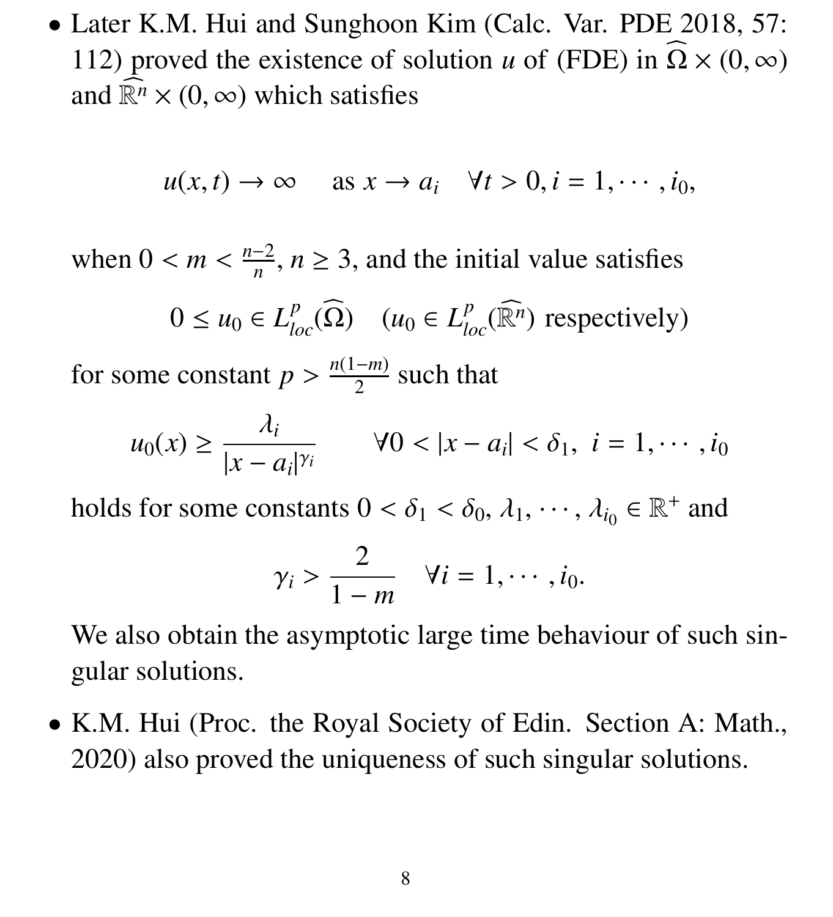- Later K.M. Hui and Sunghoon Kim (Calc. Var. PDE 2018, 57: 112) proved the existence of solution $u$ of (FDE) in $\widehat{\Omega} \times (0, \infty)$ and $\widehat{\mathbb{R}^n} \times (0, \infty)$ which satisfies

$$u(x,t) \to \infty \quad \text{ as } x \to a_i \quad \forall t > 0, i = 1, \cdots, i_0,$$

  when $0 < m < \frac{n-2}{n}$, $n \geq 3$, and the initial value satisfies

$$0 \leq u_0 \in L^p_{loc}(\widehat{\Omega}) \quad (u_0 \in L^p_{loc}(\widehat{\mathbb{R}^n}) \text{ respectively})$$

  for some constant $p > \frac{n(1-m)}{2}$ such that

$$u_0(x) \geq \frac{\lambda_i}{|x - a_i|^{\gamma_i}} \qquad \forall 0 < |x - a_i| < \delta_1, \; i = 1, \cdots, i_0$$

  holds for some constants $0 < \delta_1 < \delta_0$, $\lambda_1, \cdots, \lambda_{i_0} \in \mathbb{R}^+$ and

$$\gamma_i > \frac{2}{1-m} \quad \forall i = 1, \cdots, i_0.$$

  We also obtain the asymptotic large time behaviour of such singular solutions.

- K.M. Hui (Proc. the Royal Society of Edin. Section A: Math., 2020) also proved the uniqueness of such singular solutions.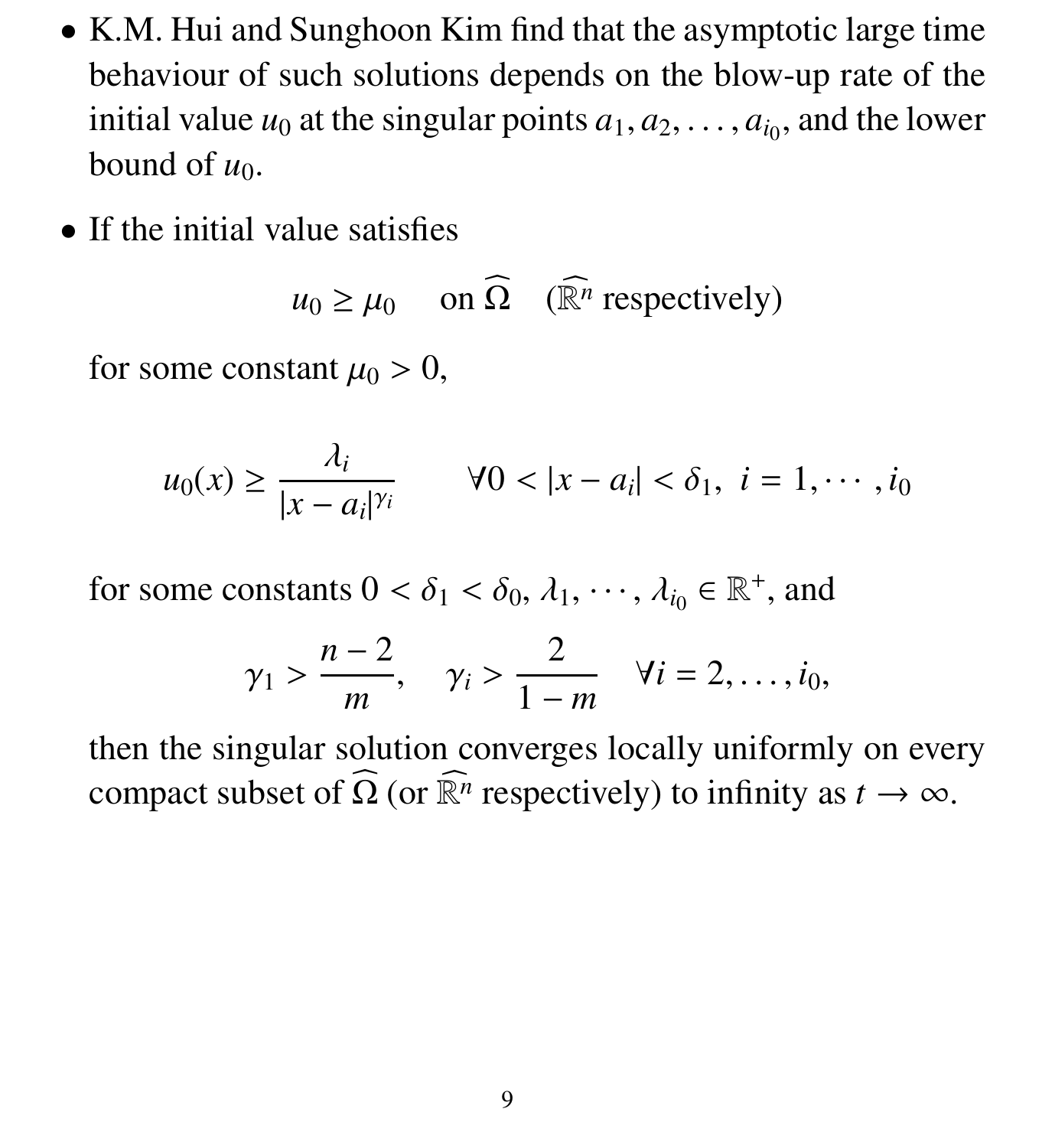- K.M. Hui and Sunghoon Kim find that the asymptotic large time behaviour of such solutions depends on the blow-up rate of the initial value $u_0$ at the singular points $a_1, a_2, \dots, a_{i_0}$, and the lower bound of $u_0$.

- If the initial value satisfies

$$u_0 \geq \mu_0 \quad \text{ on } \widehat{\Omega} \quad (\widehat{\mathbb{R}^n} \text{ respectively})$$

  for some constant $\mu_0 > 0$,

$$u_0(x) \geq \frac{\lambda_i}{|x - a_i|^{\gamma_i}} \qquad \forall 0 < |x - a_i| < \delta_1, \; i = 1, \cdots, i_0$$

  for some constants $0 < \delta_1 < \delta_0$, $\lambda_1, \cdots, \lambda_{i_0} \in \mathbb{R}^+$, and

$$\gamma_1 > \frac{n-2}{m}, \quad \gamma_i > \frac{2}{1-m} \quad \forall i = 2, \dots, i_0,$$

  then the singular solution converges locally uniformly on every compact subset of $\widehat{\Omega}$ (or $\widehat{\mathbb{R}^n}$ respectively) to infinity as $t \to \infty$.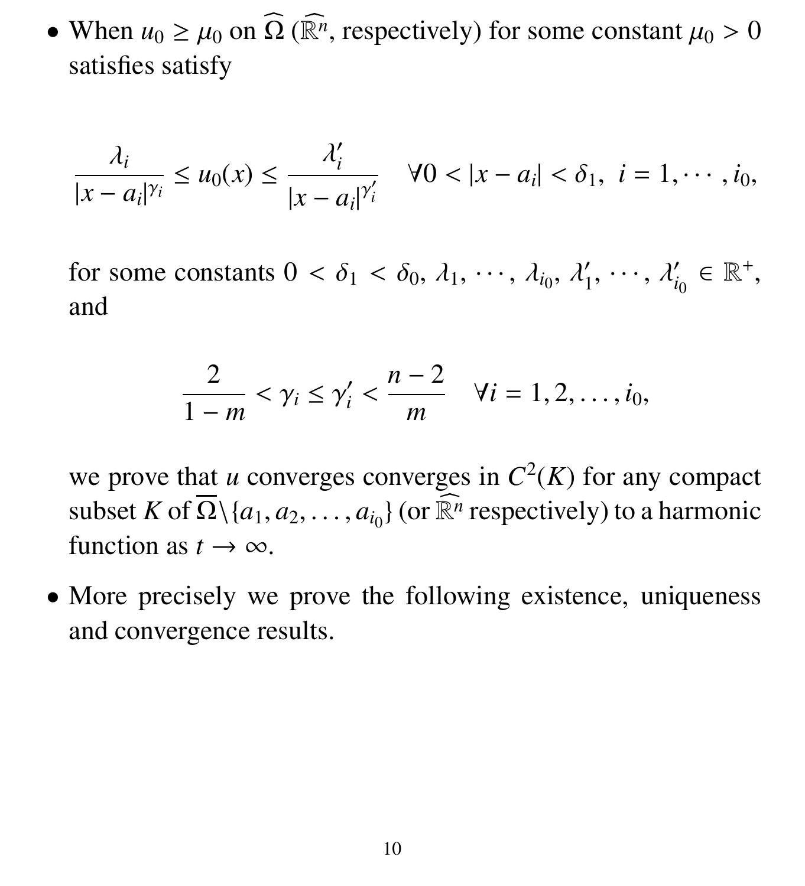- When $u_0 \ge \mu_0$ on $\widehat{\Omega}$ ($\widehat{\mathbb{R}^n}$, respectively) for some constant $\mu_0 > 0$ satisfies satisfy

$$
\frac{\lambda_i}{|x-a_i|^{\gamma_i}} \le u_0(x) \le \frac{\lambda_i'}{|x-a_i|^{\gamma_i'}} \quad \forall 0 < |x-a_i| < \delta_1, \ i = 1, \cdots, i_0,
$$

  for some constants $0 < \delta_1 < \delta_0$, $\lambda_1, \cdots, \lambda_{i_0}, \lambda_1', \cdots, \lambda_{i_0}' \in \mathbb{R}^+$, and

$$
\frac{2}{1-m} < \gamma_i \le \gamma_i' < \frac{n-2}{m} \quad \forall i = 1, 2, \ldots, i_0,
$$

  we prove that $u$ converges converges in $C^2(K)$ for any compact subset $K$ of $\overline{\Omega} \backslash \{a_1, a_2, \ldots, a_{i_0}\}$ (or $\widehat{\mathbb{R}^n}$ respectively) to a harmonic function as $t \to \infty$.

- More precisely we prove the following existence, uniqueness and convergence results.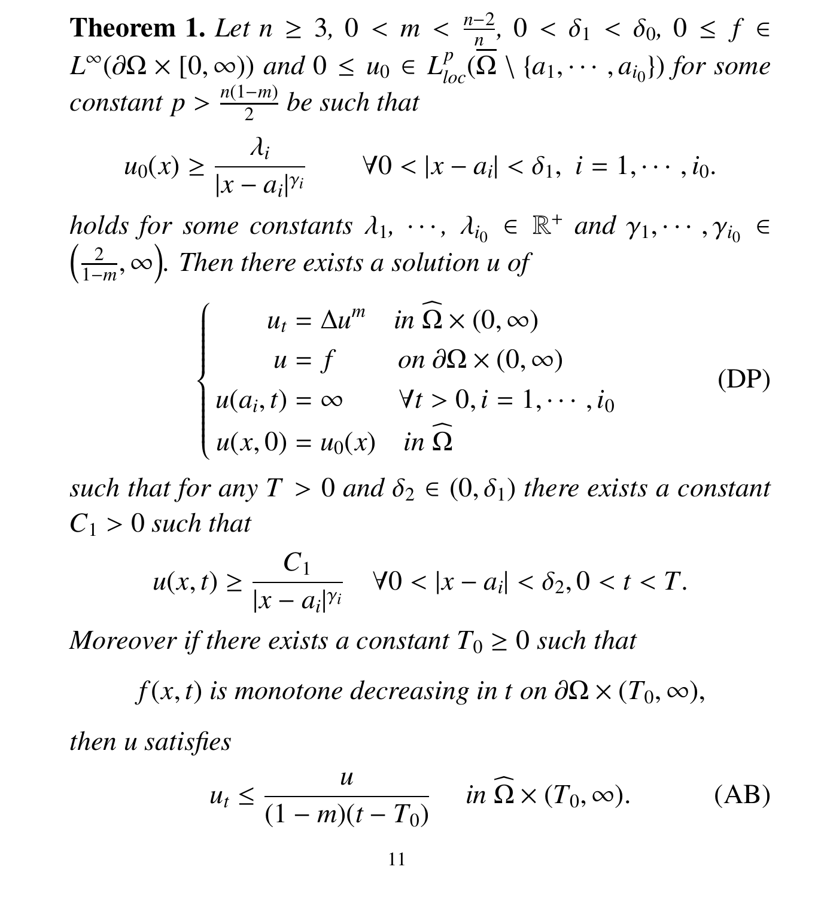**Theorem 1.** *Let $n \geq 3$, $0 < m < \frac{n-2}{n}$, $0 < \delta_1 < \delta_0$, $0 \leq f \in L^\infty(\partial\Omega \times [0,\infty))$ and $0 \leq u_0 \in L^p_{loc}(\overline{\Omega} \setminus \{a_1, \cdots, a_{i_0}\})$ for some constant $p > \frac{n(1-m)}{2}$ be such that*

$$u_0(x) \geq \frac{\lambda_i}{|x - a_i|^{\gamma_i}} \qquad \forall 0 < |x - a_i| < \delta_1, \ i = 1, \cdots, i_0.$$

*holds for some constants $\lambda_1, \cdots, \lambda_{i_0} \in \mathbb{R}^+$ and $\gamma_1, \cdots, \gamma_{i_0} \in \left(\frac{2}{1-m}, \infty\right)$. Then there exists a solution $u$ of*

$$\begin{cases} u_t = \Delta u^m & \text{in } \widehat{\Omega} \times (0,\infty) \\ u = f & \text{on } \partial\Omega \times (0,\infty) \\ u(a_i, t) = \infty & \forall t > 0, i = 1, \cdots, i_0 \\ u(x,0) = u_0(x) & \text{in } \widehat{\Omega} \end{cases} \tag{DP}$$

*such that for any $T > 0$ and $\delta_2 \in (0, \delta_1)$ there exists a constant $C_1 > 0$ such that*

$$u(x,t) \geq \frac{C_1}{|x - a_i|^{\gamma_i}} \quad \forall 0 < |x - a_i| < \delta_2, 0 < t < T.$$

*Moreover if there exists a constant $T_0 \geq 0$ such that*

$$f(x,t) \text{ is monotone decreasing in } t \text{ on } \partial\Omega \times (T_0, \infty),$$

*then $u$ satisfies*

$$u_t \leq \frac{u}{(1-m)(t - T_0)} \quad \text{in } \widehat{\Omega} \times (T_0, \infty). \tag{AB}$$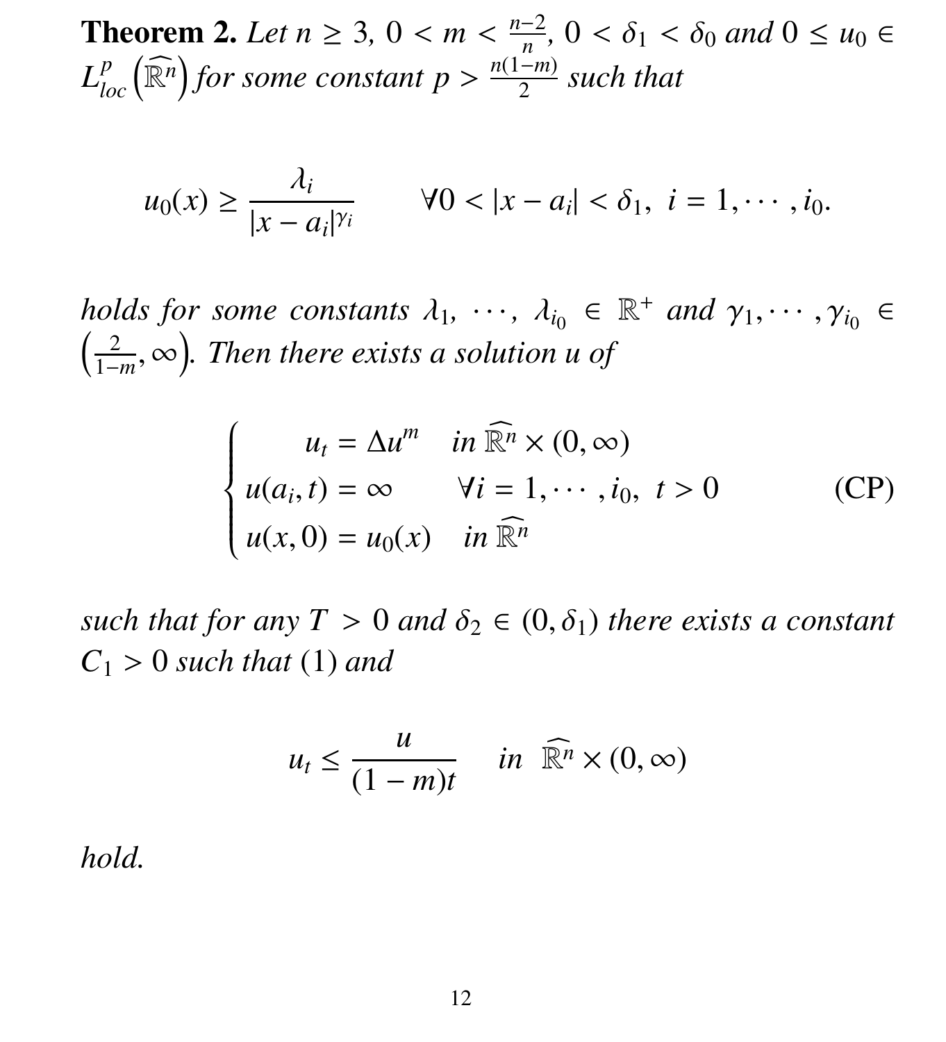**Theorem 2.** *Let $n \geq 3$, $0 < m < \frac{n-2}{n}$, $0 < \delta_1 < \delta_0$ and $0 \leq u_0 \in L^p_{loc}\left(\widehat{\mathbb{R}^n}\right)$ for some constant $p > \frac{n(1-m)}{2}$ such that*

$$
u_0(x) \geq \frac{\lambda_i}{|x - a_i|^{\gamma_i}} \qquad \forall 0 < |x - a_i| < \delta_1, \ i = 1, \cdots, i_0.
$$

*holds for some constants $\lambda_1, \cdots, \lambda_{i_0} \in \mathbb{R}^+$ and $\gamma_1, \cdots, \gamma_{i_0} \in \left(\frac{2}{1-m}, \infty\right)$. Then there exists a solution $u$ of*

$$
\begin{cases} \qquad u_t = \Delta u^m \quad \text{in } \widehat{\mathbb{R}^n} \times (0, \infty) \\ u(a_i, t) = \infty \qquad \forall i = 1, \cdots, i_0, \ t > 0 \\ u(x, 0) = u_0(x) \quad \text{in } \widehat{\mathbb{R}^n} \end{cases} \tag{CP}
$$

*such that for any $T > 0$ and $\delta_2 \in (0, \delta_1)$ there exists a constant $C_1 > 0$ such that* (1) *and*

$$
u_t \leq \frac{u}{(1-m)t} \quad \text{in } \ \widehat{\mathbb{R}^n} \times (0, \infty)
$$

*hold.*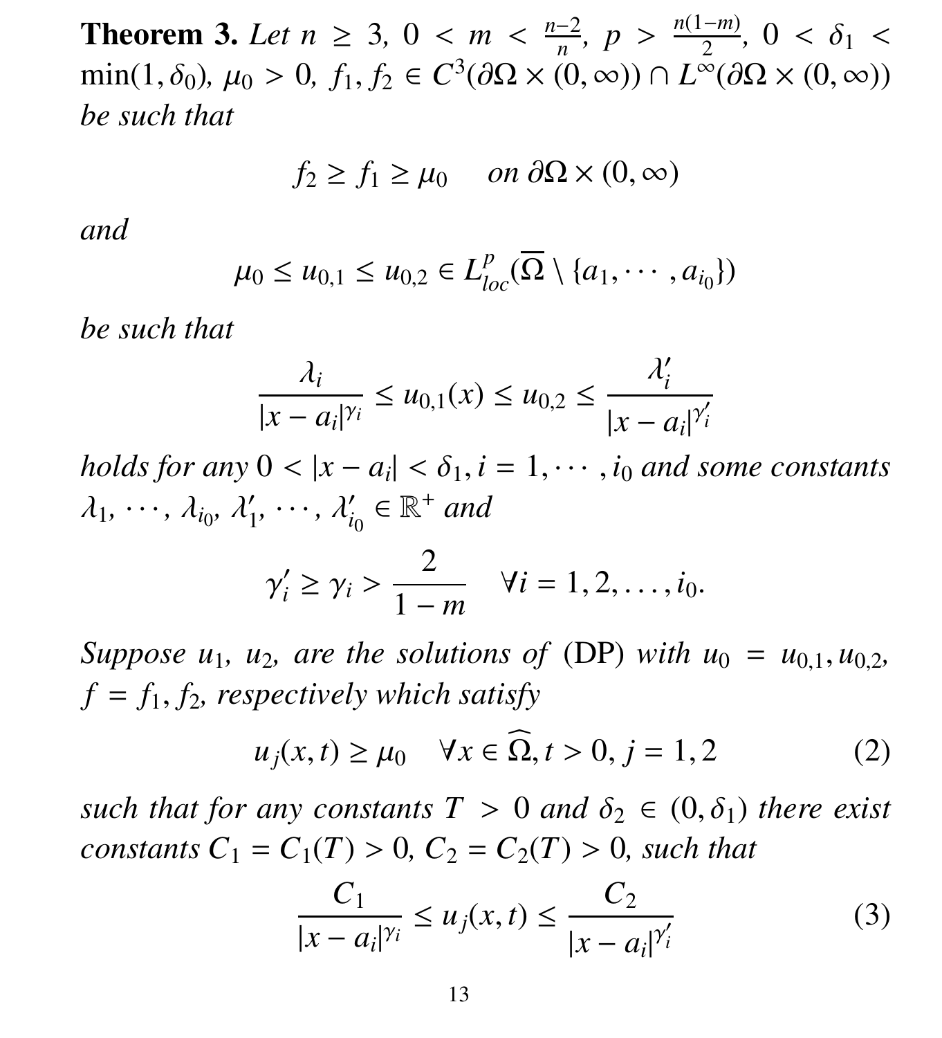**Theorem 3.** *Let $n \geq 3$, $0 < m < \frac{n-2}{n}$, $p > \frac{n(1-m)}{2}$, $0 < \delta_1 < \min(1, \delta_0)$, $\mu_0 > 0$, $f_1, f_2 \in C^3(\partial\Omega \times (0, \infty)) \cap L^\infty(\partial\Omega \times (0, \infty))$ be such that*

$$f_2 \geq f_1 \geq \mu_0 \quad \text{ on } \partial\Omega \times (0, \infty)$$

*and*

$$\mu_0 \leq u_{0,1} \leq u_{0,2} \in L^p_{loc}(\overline{\Omega} \setminus \{a_1, \cdots, a_{i_0}\})$$

*be such that*

$$\frac{\lambda_i}{|x - a_i|^{\gamma_i}} \leq u_{0,1}(x) \leq u_{0,2} \leq \frac{\lambda_i'}{|x - a_i|^{\gamma_i'}}$$

*holds for any $0 < |x - a_i| < \delta_1, i = 1, \cdots, i_0$ and some constants $\lambda_1, \cdots, \lambda_{i_0}, \lambda_1', \cdots, \lambda_{i_0}' \in \mathbb{R}^+$ and*

$$\gamma_i' \geq \gamma_i > \frac{2}{1-m} \quad \forall i = 1, 2, \ldots, i_0.$$

*Suppose $u_1$, $u_2$, are the solutions of* (DP) *with $u_0 = u_{0,1}, u_{0,2}$, $f = f_1, f_2$, respectively which satisfy*

$$u_j(x,t) \geq \mu_0 \quad \forall x \in \widehat{\Omega}, t > 0, j = 1, 2 \tag{2}$$

*such that for any constants $T > 0$ and $\delta_2 \in (0, \delta_1)$ there exist constants $C_1 = C_1(T) > 0$, $C_2 = C_2(T) > 0$, such that*

$$\frac{C_1}{|x - a_i|^{\gamma_i}} \leq u_j(x,t) \leq \frac{C_2}{|x - a_i|^{\gamma_i'}} \tag{3}$$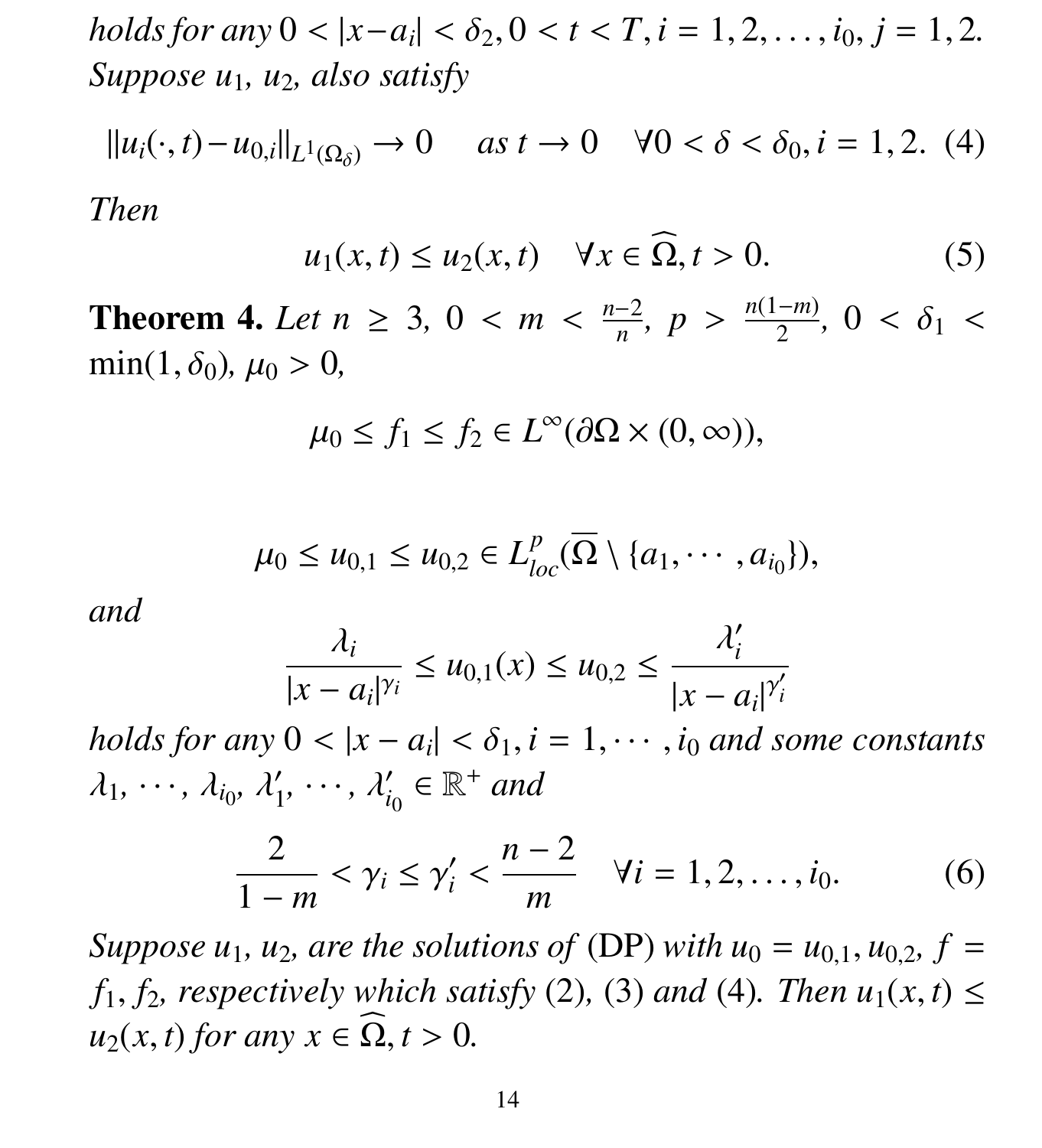*holds for any* $0 < |x - a_i| < \delta_2, 0 < t < T, i = 1, 2, \ldots, i_0, j = 1, 2.$ *Suppose* $u_1$, $u_2$, *also satisfy*

$$\|u_i(\cdot, t) - u_{0,i}\|_{L^1(\Omega_\delta)} \to 0 \quad \text{as } t \to 0 \quad \forall 0 < \delta < \delta_0, i = 1, 2. \tag{4}$$

*Then*

$$u_1(x, t) \le u_2(x, t) \quad \forall x \in \widehat{\Omega}, t > 0. \tag{5}$$

**Theorem 4.** *Let* $n \ge 3$, $0 < m < \frac{n-2}{n}$, $p > \frac{n(1-m)}{2}$, $0 < \delta_1 < \min(1, \delta_0)$, $\mu_0 > 0$,

$$\mu_0 \le f_1 \le f_2 \in L^\infty(\partial\Omega \times (0, \infty)),$$

$$\mu_0 \le u_{0,1} \le u_{0,2} \in L^p_{loc}(\overline{\Omega} \setminus \{a_1, \cdots, a_{i_0}\}),$$

*and*

$$\frac{\lambda_i}{|x - a_i|^{\gamma_i}} \le u_{0,1}(x) \le u_{0,2} \le \frac{\lambda_i'}{|x - a_i|^{\gamma_i'}}$$

*holds for any* $0 < |x - a_i| < \delta_1, i = 1, \cdots, i_0$ *and some constants* $\lambda_1, \cdots, \lambda_{i_0}, \lambda_1', \cdots, \lambda_{i_0}' \in \mathbb{R}^+$ *and*

$$\frac{2}{1-m} < \gamma_i \le \gamma_i' < \frac{n-2}{m} \quad \forall i = 1, 2, \ldots, i_0. \tag{6}$$

*Suppose* $u_1$, $u_2$, *are the solutions of* (DP) *with* $u_0 = u_{0,1}, u_{0,2}$, $f = f_1, f_2$, *respectively which satisfy* (2), (3) *and* (4). *Then* $u_1(x, t) \le u_2(x, t)$ *for any* $x \in \widehat{\Omega}, t > 0$.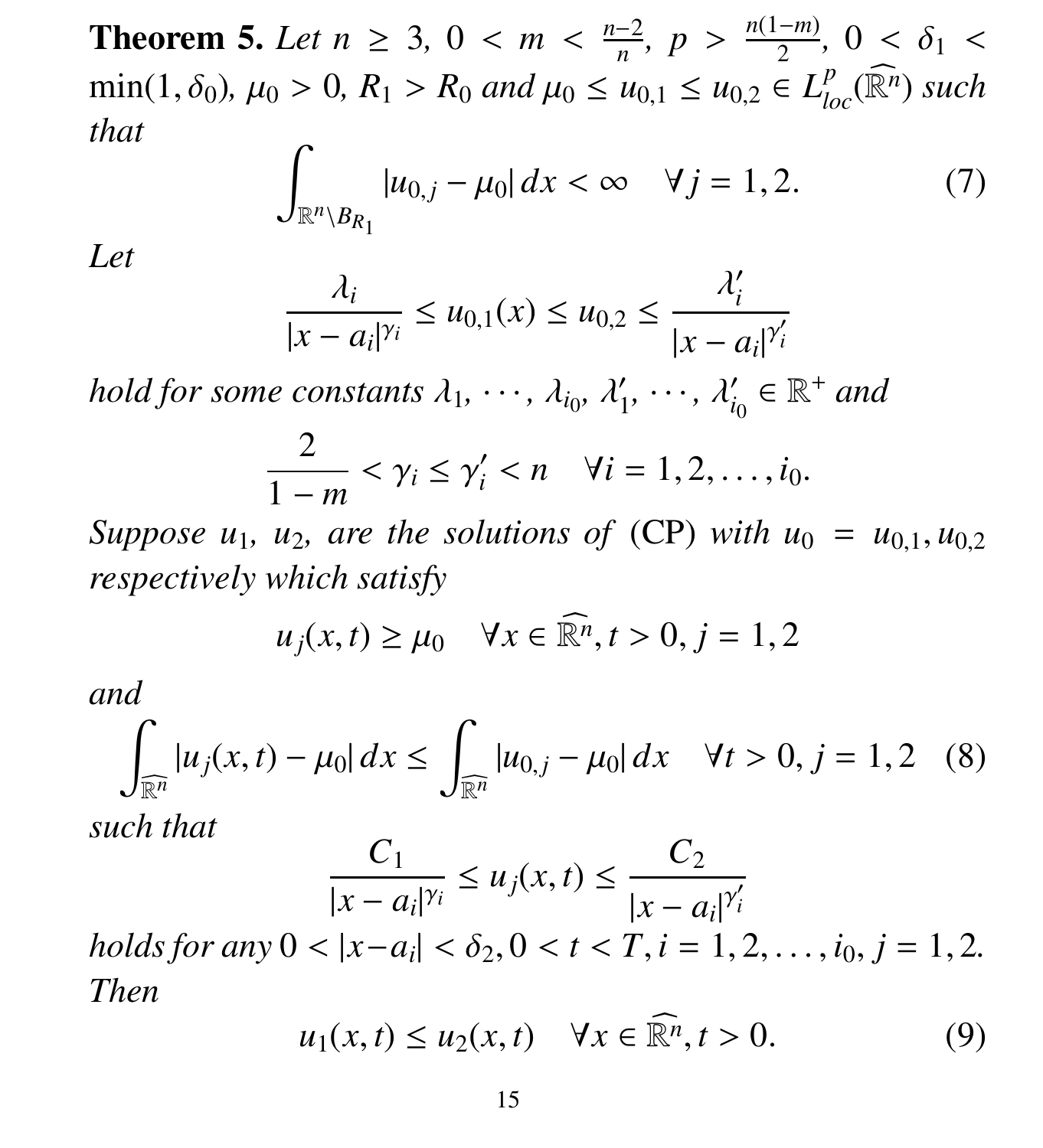**Theorem 5.** *Let $n \geq 3$, $0 < m < \frac{n-2}{n}$, $p > \frac{n(1-m)}{2}$, $0 < \delta_1 < \min(1, \delta_0)$, $\mu_0 > 0$, $R_1 > R_0$ and $\mu_0 \leq u_{0,1} \leq u_{0,2} \in L^p_{loc}(\widehat{\mathbb{R}^n})$ such that*

$$\int_{\mathbb{R}^n \setminus B_{R_1}} |u_{0,j} - \mu_0| \, dx < \infty \quad \forall j = 1, 2. \tag{7}$$

*Let*

$$\frac{\lambda_i}{|x - a_i|^{\gamma_i}} \leq u_{0,1}(x) \leq u_{0,2} \leq \frac{\lambda'_i}{|x - a_i|^{\gamma'_i}}$$

*hold for some constants $\lambda_1, \cdots, \lambda_{i_0}, \lambda'_1, \cdots, \lambda'_{i_0} \in \mathbb{R}^+$ and*

$$\frac{2}{1-m} < \gamma_i \leq \gamma'_i < n \quad \forall i = 1, 2, \ldots, i_0.$$

*Suppose $u_1$, $u_2$, are the solutions of* (CP) *with $u_0 = u_{0,1}, u_{0,2}$ respectively which satisfy*

$$u_j(x,t) \geq \mu_0 \quad \forall x \in \widehat{\mathbb{R}^n}, t > 0, j = 1, 2$$

*and*

$$\int_{\widehat{\mathbb{R}^n}} |u_j(x,t) - \mu_0| \, dx \leq \int_{\widehat{\mathbb{R}^n}} |u_{0,j} - \mu_0| \, dx \quad \forall t > 0, j = 1, 2 \tag{8}$$

*such that*

$$\frac{C_1}{|x - a_i|^{\gamma_i}} \leq u_j(x,t) \leq \frac{C_2}{|x - a_i|^{\gamma'_i}}$$

*holds for any $0 < |x - a_i| < \delta_2, 0 < t < T, i = 1, 2, \ldots, i_0, j = 1, 2$. Then*

$$u_1(x,t) \leq u_2(x,t) \quad \forall x \in \widehat{\mathbb{R}^n}, t > 0. \tag{9}$$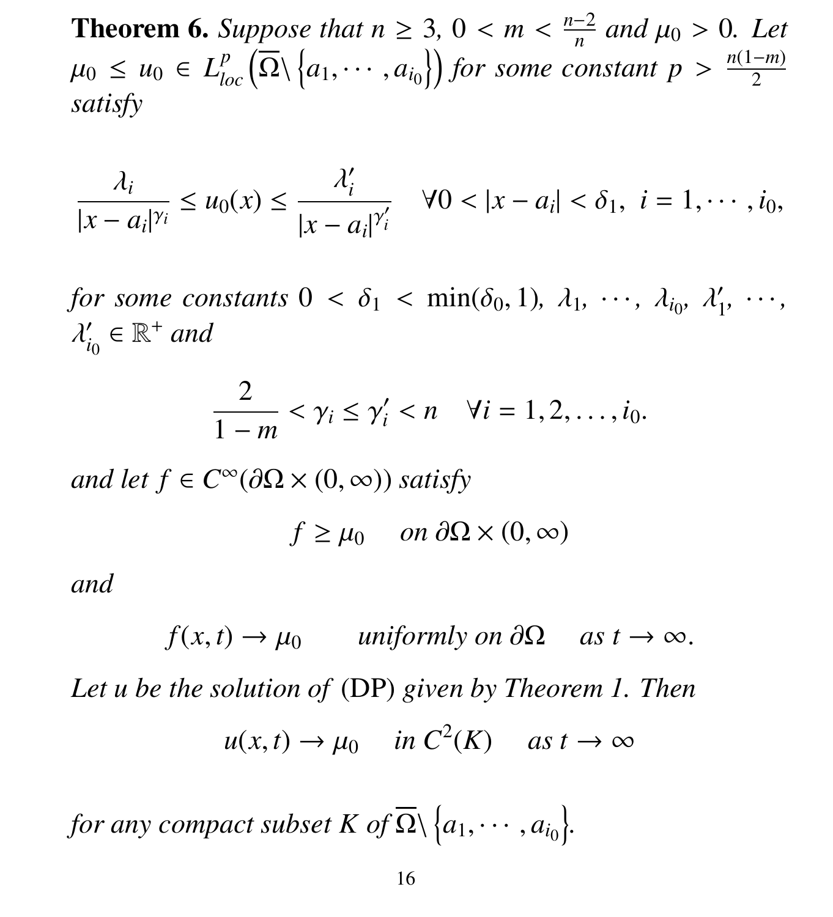**Theorem 6.** *Suppose that $n \geq 3$, $0 < m < \frac{n-2}{n}$ and $\mu_0 > 0$. Let $\mu_0 \leq u_0 \in L^p_{loc}\left(\overline{\Omega} \backslash \left\{a_1, \cdots, a_{i_0}\right\}\right)$ for some constant $p > \frac{n(1-m)}{2}$ satisfy*

$$\frac{\lambda_i}{|x - a_i|^{\gamma_i}} \leq u_0(x) \leq \frac{\lambda_i'}{|x - a_i|^{\gamma_i'}} \quad \forall 0 < |x - a_i| < \delta_1, \ i = 1, \cdots, i_0,$$

*for some constants $0 < \delta_1 < \min(\delta_0, 1)$, $\lambda_1, \cdots, \lambda_{i_0}, \lambda_1', \cdots, \lambda_{i_0}' \in \mathbb{R}^+$ and*

$$\frac{2}{1-m} < \gamma_i \leq \gamma_i' < n \quad \forall i = 1, 2, \ldots, i_0.$$

*and let $f \in C^\infty(\partial\Omega \times (0, \infty))$ satisfy*

$$f \geq \mu_0 \quad \text{ on } \partial\Omega \times (0, \infty)$$

*and*

$$f(x, t) \to \mu_0 \qquad \text{uniformly on } \partial\Omega \quad \text{ as } t \to \infty.$$

*Let $u$ be the solution of* (DP) *given by Theorem 1. Then*

$$u(x, t) \to \mu_0 \quad \text{ in } C^2(K) \quad \text{ as } t \to \infty$$

*for any compact subset $K$ of $\overline{\Omega} \backslash \left\{a_1, \cdots, a_{i_0}\right\}$.*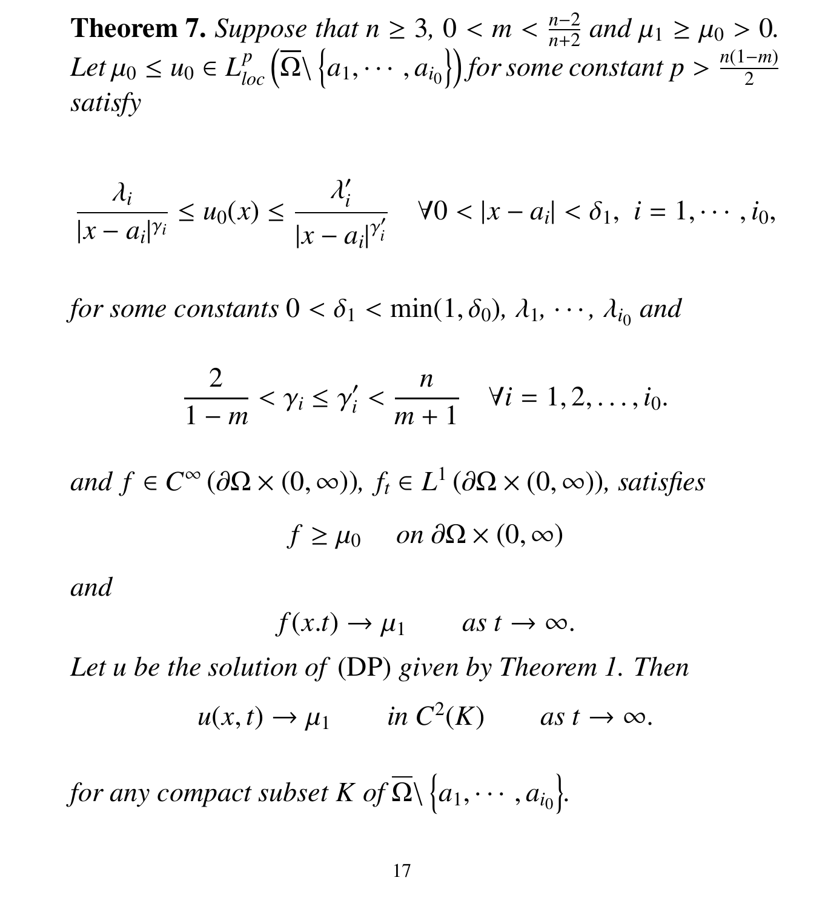**Theorem 7.** *Suppose that $n \geq 3$, $0 < m < \frac{n-2}{n+2}$ and $\mu_1 \geq \mu_0 > 0$. Let $\mu_0 \leq u_0 \in L^p_{loc}\left(\overline{\Omega}\backslash\left\{a_1, \cdots, a_{i_0}\right\}\right)$ for some constant $p > \frac{n(1-m)}{2}$ satisfy*

$$\frac{\lambda_i}{|x - a_i|^{\gamma_i}} \leq u_0(x) \leq \frac{\lambda_i'}{|x - a_i|^{\gamma_i'}} \quad \forall 0 < |x - a_i| < \delta_1, \; i = 1, \cdots, i_0,$$

*for some constants $0 < \delta_1 < \min(1, \delta_0)$, $\lambda_1, \cdots, \lambda_{i_0}$ and*

$$\frac{2}{1-m} < \gamma_i \leq \gamma_i' < \frac{n}{m+1} \quad \forall i = 1, 2, \ldots, i_0.$$

*and $f \in C^\infty(\partial\Omega \times (0, \infty))$, $f_t \in L^1(\partial\Omega \times (0, \infty))$, satisfies*

$$f \geq \mu_0 \quad \text{on } \partial\Omega \times (0, \infty)$$

*and*

$$f(x.t) \to \mu_1 \qquad \text{as } t \to \infty.$$

*Let $u$ be the solution of* (DP) *given by Theorem 1. Then*

$$u(x, t) \to \mu_1 \qquad \text{in } C^2(K) \qquad \text{as } t \to \infty.$$

*for any compact subset $K$ of $\overline{\Omega}\backslash\left\{a_1, \cdots, a_{i_0}\right\}$.*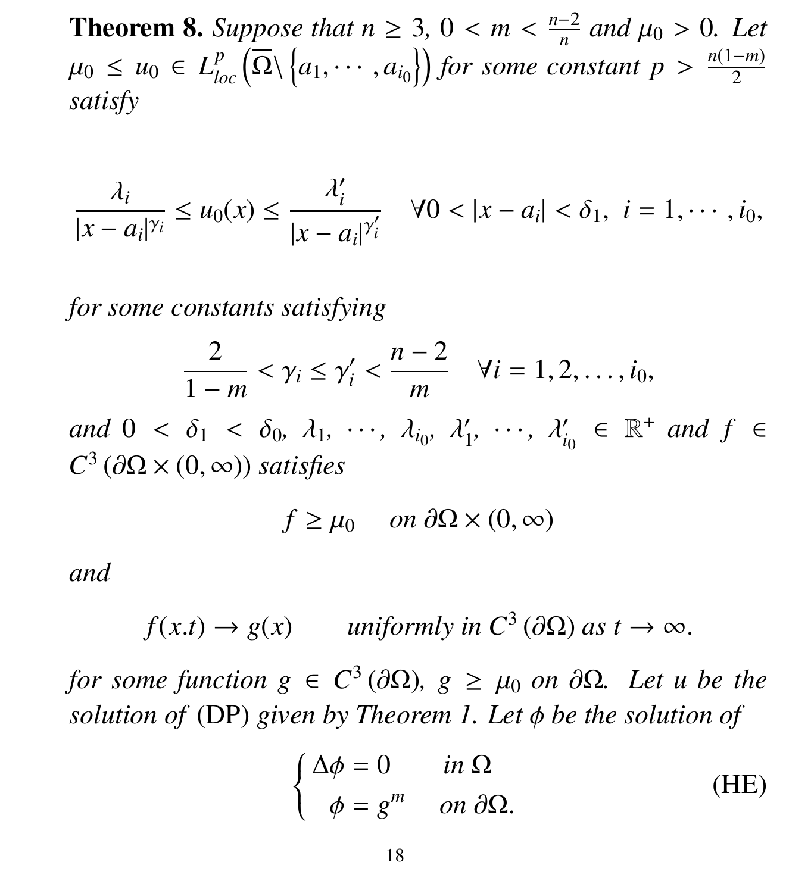**Theorem 8.** *Suppose that $n \geq 3$, $0 < m < \frac{n-2}{n}$ and $\mu_0 > 0$. Let $\mu_0 \leq u_0 \in L^p_{loc}\left(\overline{\Omega} \backslash \left\{a_1, \cdots, a_{i_0}\right\}\right)$ for some constant $p > \frac{n(1-m)}{2}$ satisfy*

$$
\frac{\lambda_i}{|x - a_i|^{\gamma_i}} \leq u_0(x) \leq \frac{\lambda_i'}{|x - a_i|^{\gamma_i'}} \quad \forall 0 < |x - a_i| < \delta_1, \ i = 1, \cdots, i_0,
$$

*for some constants satisfying*

$$
\frac{2}{1-m} < \gamma_i \leq \gamma_i' < \frac{n-2}{m} \quad \forall i = 1, 2, \ldots, i_0,
$$

*and $0 < \delta_1 < \delta_0$, $\lambda_1, \cdots, \lambda_{i_0}, \lambda_1', \cdots, \lambda_{i_0}' \in \mathbb{R}^+$ and $f \in C^3\left(\partial\Omega \times (0, \infty)\right)$ satisfies*

$$
f \geq \mu_0 \quad \text{on } \partial\Omega \times (0, \infty)
$$

*and*

$$
f(x.t) \to g(x) \qquad \text{uniformly in } C^3\left(\partial\Omega\right) \text{ as } t \to \infty.
$$

*for some function $g \in C^3\left(\partial\Omega\right)$, $g \geq \mu_0$ on $\partial\Omega$. Let $u$ be the solution of* (DP) *given by Theorem 1. Let $\phi$ be the solution of*

$$
\begin{cases} \Delta \phi = 0 & \text{in } \Omega \\ \phi = g^m & \text{on } \partial\Omega. \end{cases} \tag{HE}
$$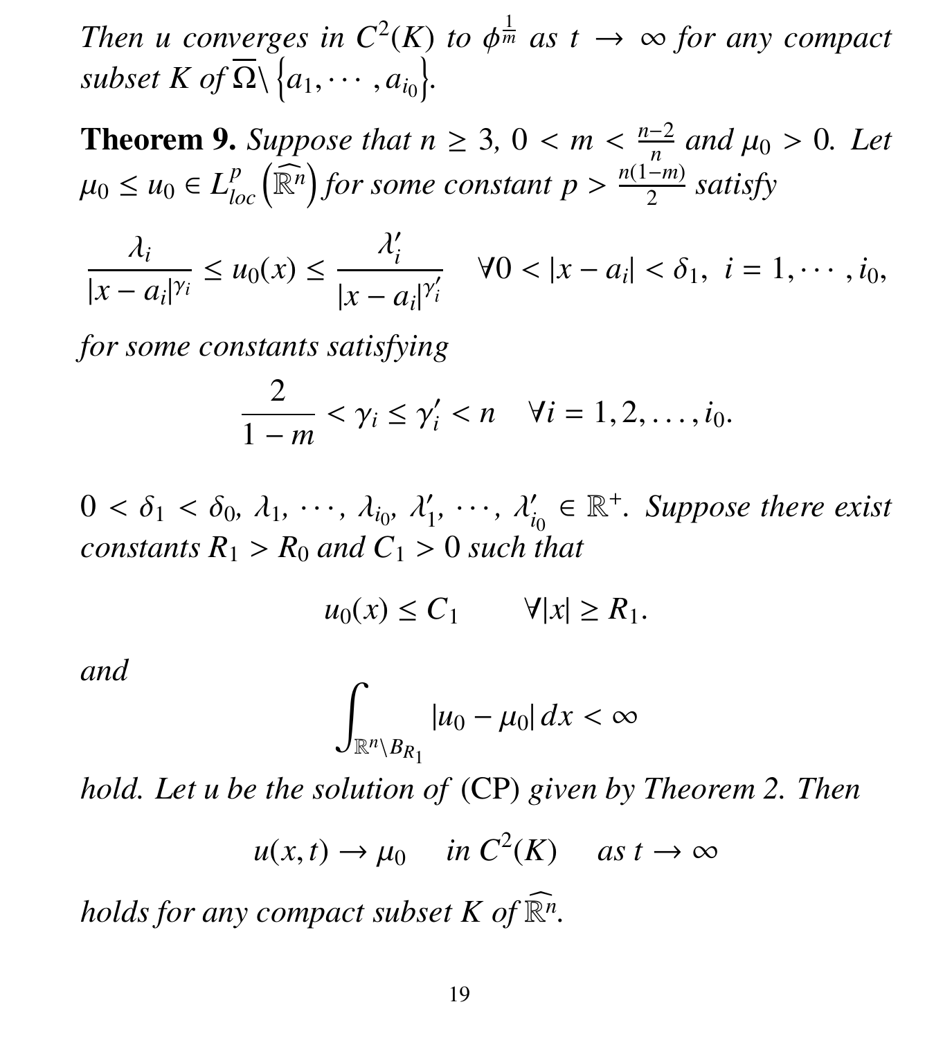*Then $u$ converges in $C^2(K)$ to $\phi^{\frac{1}{m}}$ as $t \to \infty$ for any compact subset $K$ of $\overline{\Omega} \backslash \left\{a_1, \cdots, a_{i_0}\right\}$.*

**Theorem 9.** *Suppose that $n \geq 3$, $0 < m < \frac{n-2}{n}$ and $\mu_0 > 0$. Let $\mu_0 \leq u_0 \in L^p_{loc}\left(\widehat{\mathbb{R}^n}\right)$ for some constant $p > \frac{n(1-m)}{2}$ satisfy*

$$\frac{\lambda_i}{|x - a_i|^{\gamma_i}} \leq u_0(x) \leq \frac{\lambda_i'}{|x - a_i|^{\gamma_i'}} \quad \forall 0 < |x - a_i| < \delta_1, \ i = 1, \cdots, i_0,$$

*for some constants satisfying*

$$\frac{2}{1-m} < \gamma_i \leq \gamma_i' < n \quad \forall i = 1, 2, \ldots, i_0.$$

*$0 < \delta_1 < \delta_0$, $\lambda_1$, $\cdots$, $\lambda_{i_0}$, $\lambda_1'$, $\cdots$, $\lambda_{i_0}' \in \mathbb{R}^+$. Suppose there exist constants $R_1 > R_0$ and $C_1 > 0$ such that*

$$u_0(x) \leq C_1 \qquad \forall |x| \geq R_1.$$

*and*

$$\int_{\mathbb{R}^n \backslash B_{R_1}} |u_0 - \mu_0| \, dx < \infty$$

*hold. Let $u$ be the solution of* (CP) *given by Theorem 2. Then*

$$u(x,t) \to \mu_0 \quad \text{ in } C^2(K) \quad \text{ as } t \to \infty$$

*holds for any compact subset $K$ of $\widehat{\mathbb{R}^n}$.*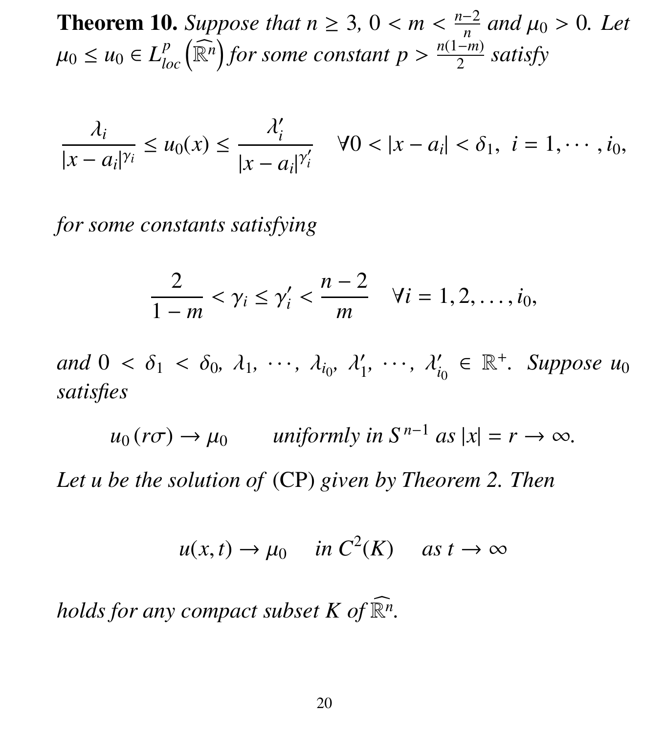**Theorem 10.** *Suppose that $n \geq 3$, $0 < m < \frac{n-2}{n}$ and $\mu_0 > 0$. Let $\mu_0 \leq u_0 \in L^p_{loc}\left(\widehat{\mathbb{R}^n}\right)$ for some constant $p > \frac{n(1-m)}{2}$ satisfy*

$$\frac{\lambda_i}{|x-a_i|^{\gamma_i}} \leq u_0(x) \leq \frac{\lambda_i'}{|x-a_i|^{\gamma_i'}} \quad \forall 0 < |x-a_i| < \delta_1, \ i = 1, \cdots, i_0,$$

*for some constants satisfying*

$$\frac{2}{1-m} < \gamma_i \leq \gamma_i' < \frac{n-2}{m} \quad \forall i = 1, 2, \ldots, i_0,$$

*and $0 < \delta_1 < \delta_0$, $\lambda_1, \cdots, \lambda_{i_0}, \lambda_1', \cdots, \lambda_{i_0}' \in \mathbb{R}^+$. Suppose $u_0$ satisfies*

$$u_0(r\sigma) \to \mu_0 \qquad \text{uniformly in } S^{n-1} \text{ as } |x| = r \to \infty.$$

*Let $u$ be the solution of* (CP) *given by Theorem 2. Then*

$$u(x,t) \to \mu_0 \quad \text{in } C^2(K) \quad \text{as } t \to \infty$$

*holds for any compact subset $K$ of $\widehat{\mathbb{R}^n}$.*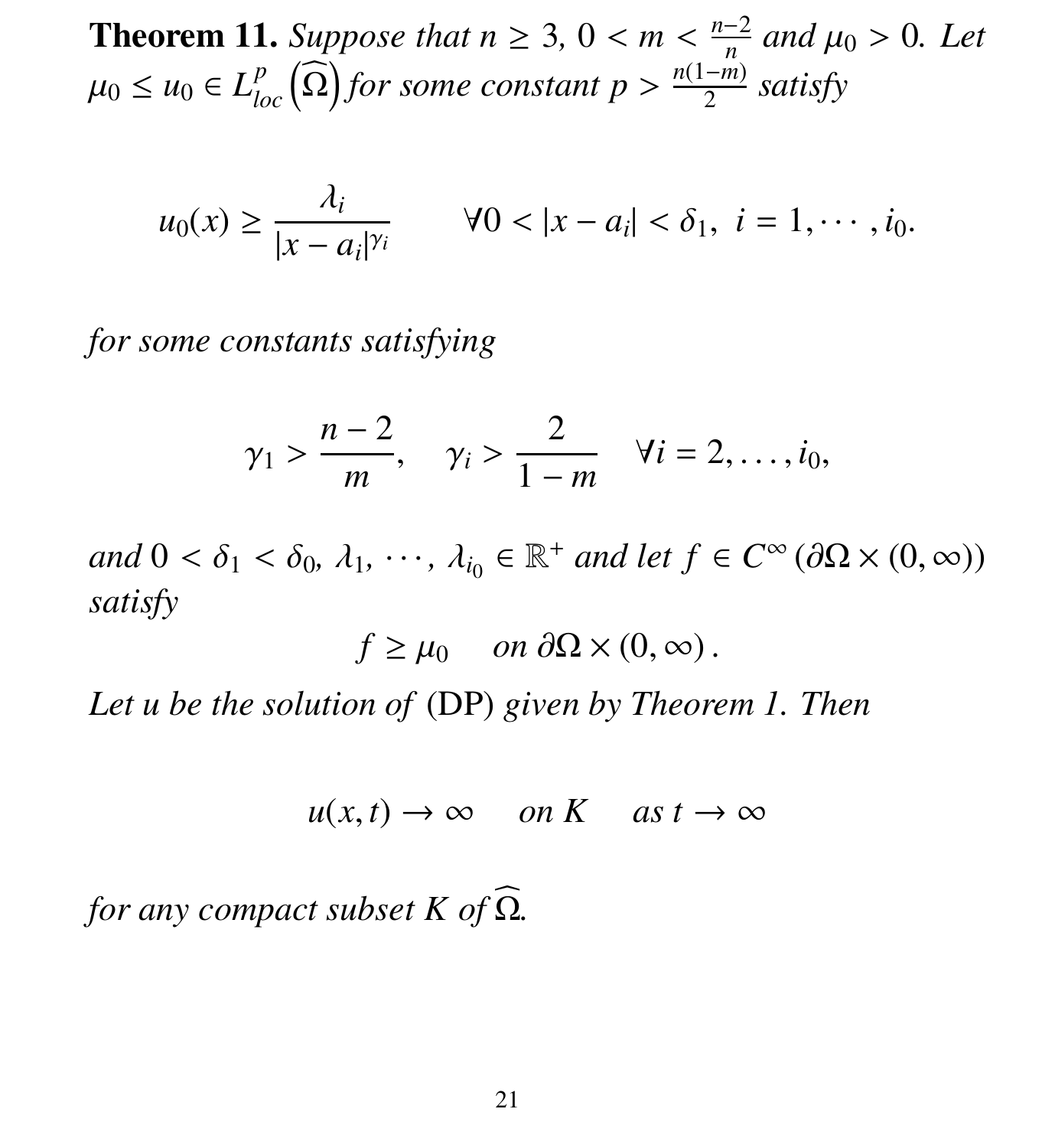**Theorem 11.** *Suppose that $n \geq 3$, $0 < m < \frac{n-2}{n}$ and $\mu_0 > 0$. Let $\mu_0 \leq u_0 \in L^p_{loc}\left(\widehat{\Omega}\right)$ for some constant $p > \frac{n(1-m)}{2}$ satisfy*

$$
u_0(x) \geq \frac{\lambda_i}{|x - a_i|^{\gamma_i}} \qquad \forall 0 < |x - a_i| < \delta_1, \ i = 1, \cdots, i_0.
$$

*for some constants satisfying*

$$
\gamma_1 > \frac{n-2}{m}, \quad \gamma_i > \frac{2}{1-m} \quad \forall i = 2, \ldots, i_0,
$$

*and $0 < \delta_1 < \delta_0$, $\lambda_1, \cdots, \lambda_{i_0} \in \mathbb{R}^+$ and let $f \in C^\infty(\partial\Omega \times (0, \infty))$ satisfy*

$$
f \geq \mu_0 \quad \text{on } \partial\Omega \times (0, \infty).
$$

*Let $u$ be the solution of* (DP) *given by Theorem 1. Then*

$$
u(x,t) \to \infty \quad \text{on } K \quad \text{as } t \to \infty
$$

*for any compact subset $K$ of $\widehat{\Omega}$.*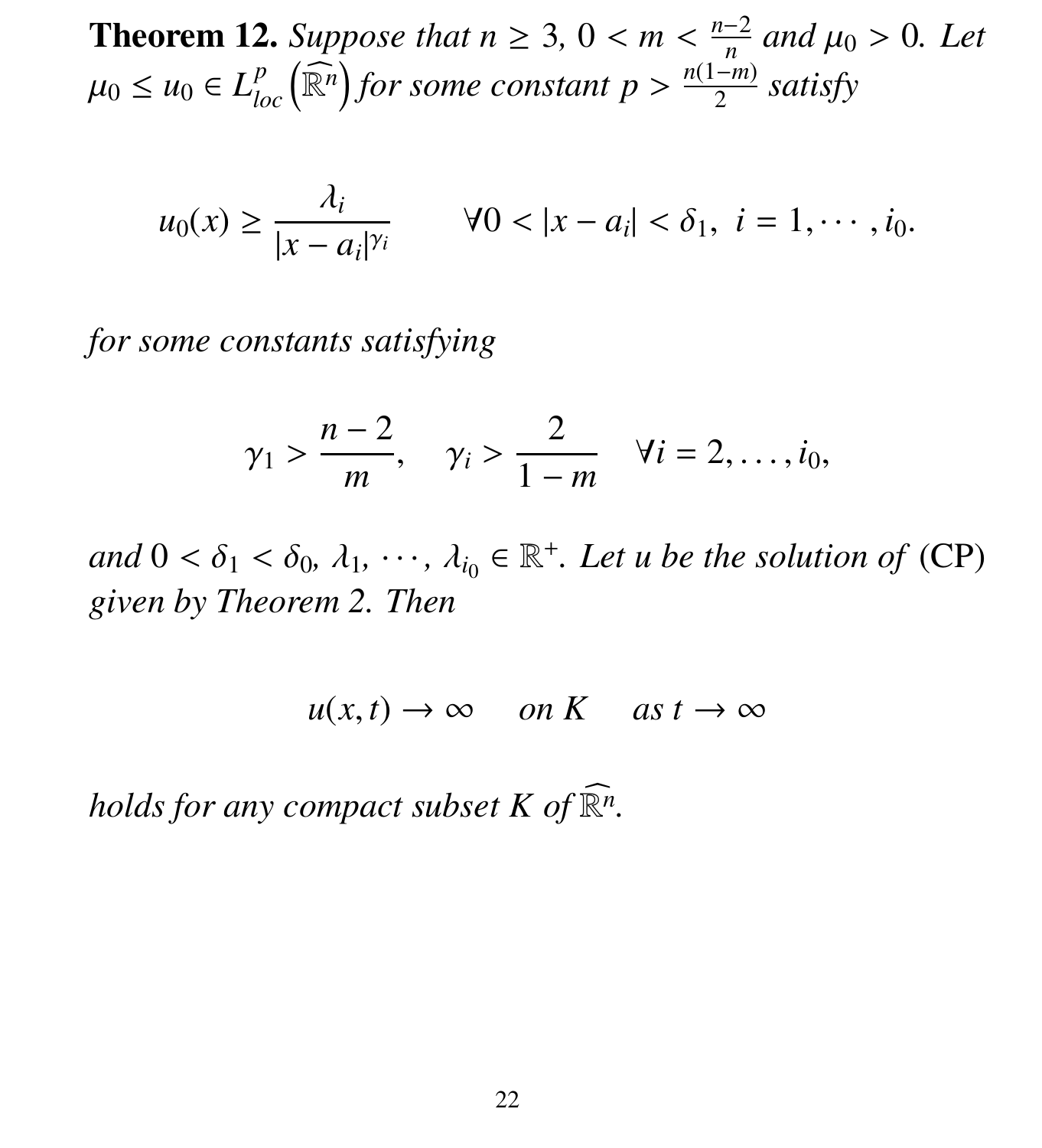**Theorem 12.** *Suppose that $n \geq 3$, $0 < m < \frac{n-2}{n}$ and $\mu_0 > 0$. Let $\mu_0 \leq u_0 \in L^p_{loc}\left(\widehat{\mathbb{R}^n}\right)$ for some constant $p > \frac{n(1-m)}{2}$ satisfy*

$$u_0(x) \geq \frac{\lambda_i}{|x - a_i|^{\gamma_i}} \qquad \forall 0 < |x - a_i| < \delta_1, \ i = 1, \cdots, i_0.$$

*for some constants satisfying*

$$\gamma_1 > \frac{n-2}{m}, \quad \gamma_i > \frac{2}{1-m} \quad \forall i = 2, \ldots, i_0,$$

*and $0 < \delta_1 < \delta_0$, $\lambda_1, \cdots, \lambda_{i_0} \in \mathbb{R}^+$. Let $u$ be the solution of* (CP) *given by Theorem 2. Then*

$$u(x,t) \to \infty \quad \text{ on } K \quad \text{ as } t \to \infty$$

*holds for any compact subset $K$ of $\widehat{\mathbb{R}^n}$.*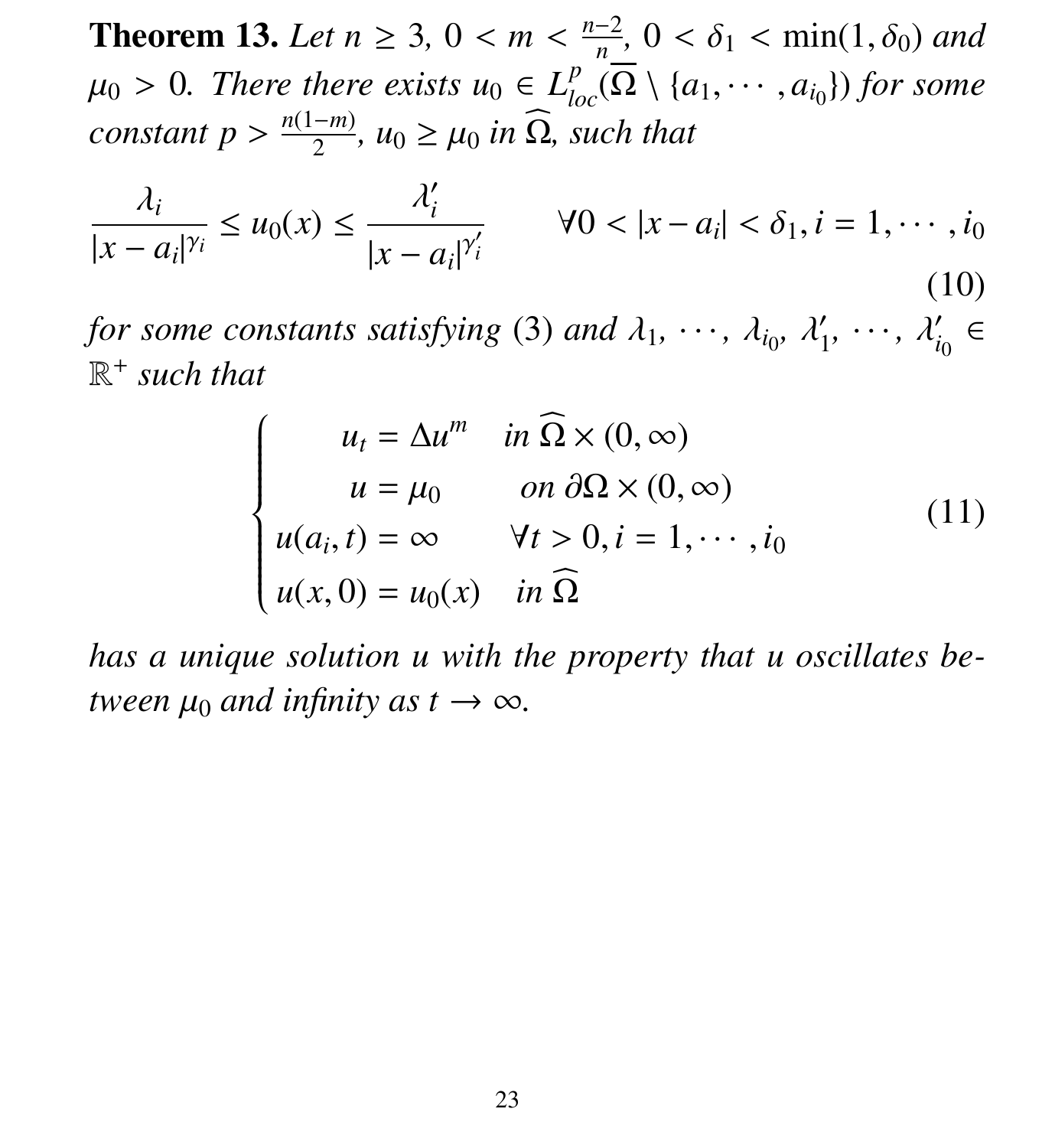**Theorem 13.** *Let $n \geq 3$, $0 < m < \frac{n-2}{n}$, $0 < \delta_1 < \min(1, \delta_0)$ and $\mu_0 > 0$. There there exists $u_0 \in L^p_{loc}(\overline{\Omega} \setminus \{a_1, \cdots, a_{i_0}\})$ for some constant $p > \frac{n(1-m)}{2}$, $u_0 \geq \mu_0$ in $\widehat{\Omega}$, such that*

$$\frac{\lambda_i}{|x - a_i|^{\gamma_i}} \leq u_0(x) \leq \frac{\lambda_i'}{|x - a_i|^{\gamma_i'}} \qquad \forall 0 < |x - a_i| < \delta_1, i = 1, \cdots, i_0 \tag{10}$$

*for some constants satisfying (3) and $\lambda_1, \cdots, \lambda_{i_0}, \lambda_1', \cdots, \lambda_{i_0}' \in \mathbb{R}^+$ such that*

$$\begin{cases} u_t = \Delta u^m & \text{in } \widehat{\Omega} \times (0, \infty) \\ u = \mu_0 & \text{on } \partial\Omega \times (0, \infty) \\ u(a_i, t) = \infty & \forall t > 0, i = 1, \cdots, i_0 \\ u(x, 0) = u_0(x) & \text{in } \widehat{\Omega} \end{cases} \tag{11}$$

*has a unique solution $u$ with the property that $u$ oscillates between $\mu_0$ and infinity as $t \to \infty$.*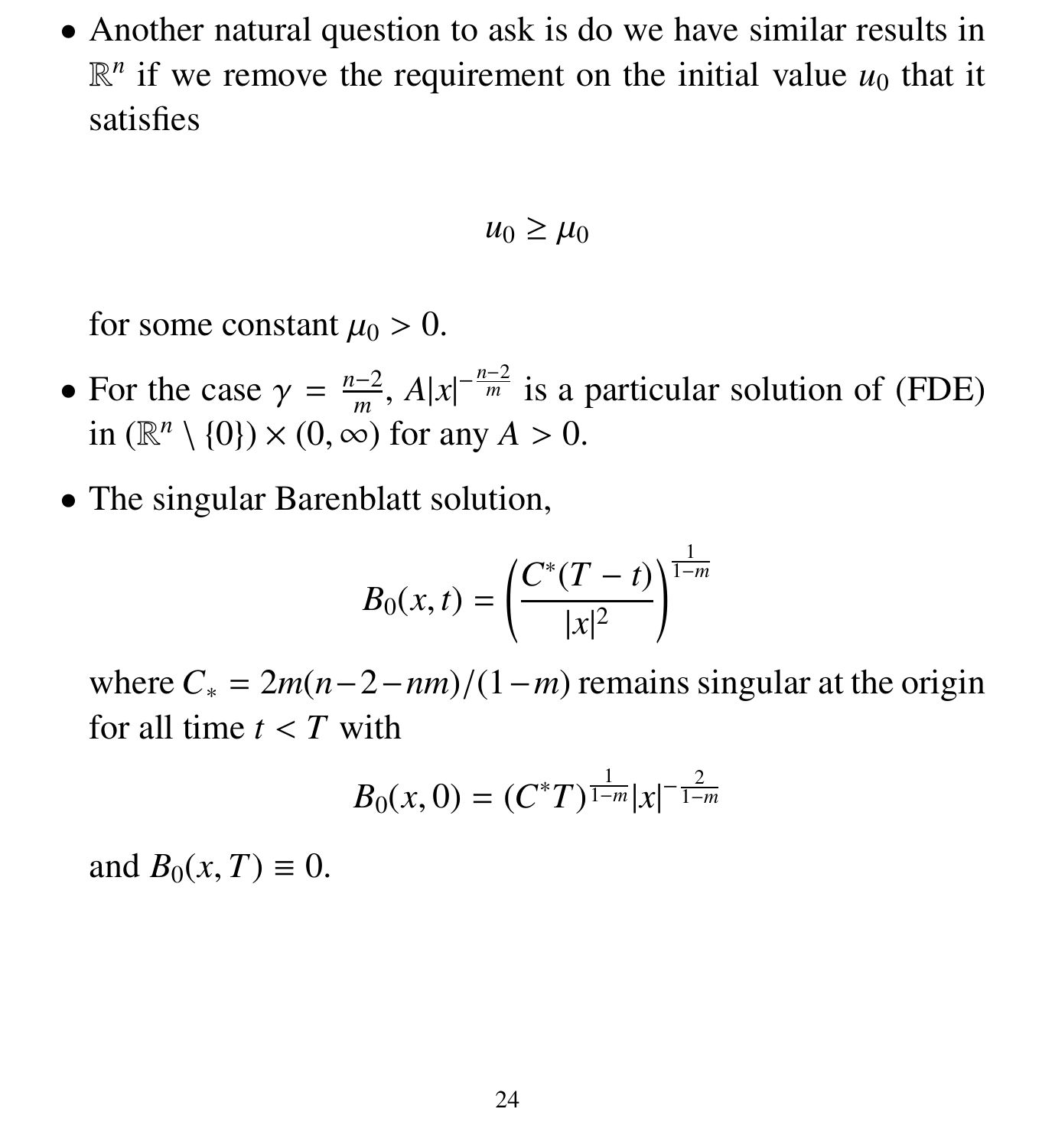- Another natural question to ask is do we have similar results in $\mathbb{R}^n$ if we remove the requirement on the initial value $u_0$ that it satisfies

$$u_0 \geq \mu_0$$

for some constant $\mu_0 > 0$.

- For the case $\gamma = \frac{n-2}{m}$, $A|x|^{-\frac{n-2}{m}}$ is a particular solution of (FDE) in $(\mathbb{R}^n \setminus \{0\}) \times (0, \infty)$ for any $A > 0$.

- The singular Barenblatt solution,

$$B_0(x,t) = \left( \frac{C^*(T-t)}{|x|^2} \right)^{\frac{1}{1-m}}$$

where $C_* = 2m(n-2-nm)/(1-m)$ remains singular at the origin for all time $t < T$ with

$$B_0(x,0) = (C^*T)^{\frac{1}{1-m}} |x|^{-\frac{2}{1-m}}$$

and $B_0(x,T) \equiv 0$.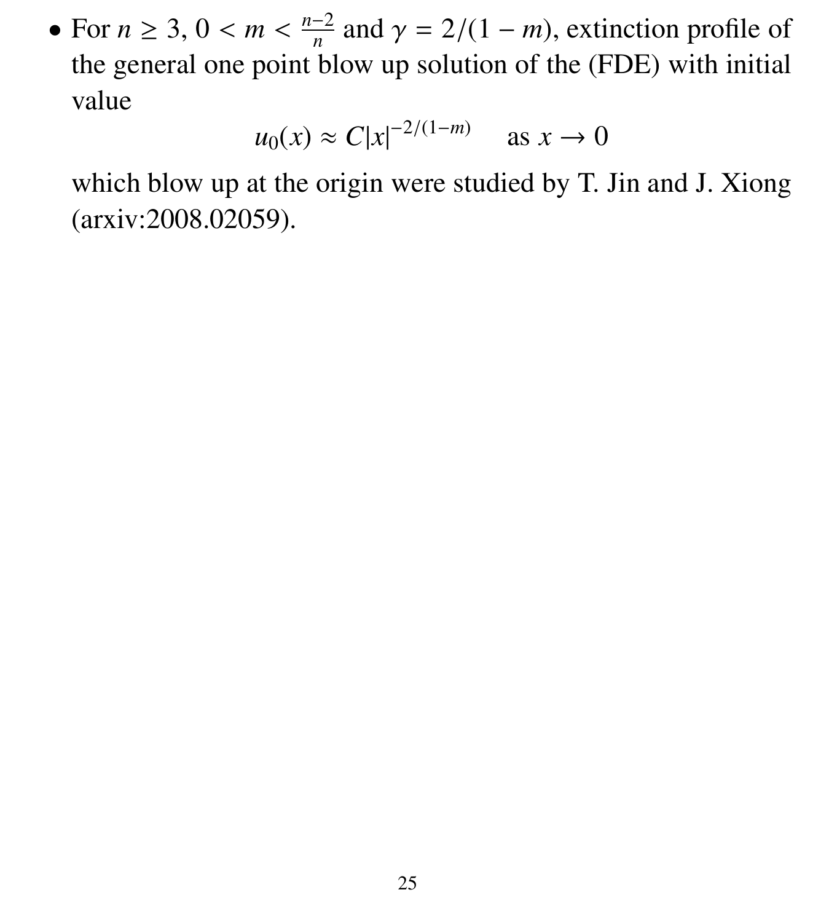- For $n \geq 3$, $0 < m < \frac{n-2}{n}$ and $\gamma = 2/(1-m)$, extinction profile of the general one point blow up solution of the (FDE) with initial value

$$u_0(x) \approx C|x|^{-2/(1-m)} \quad \text{as } x \to 0$$

which blow up at the origin were studied by T. Jin and J. Xiong (arxiv:2008.02059).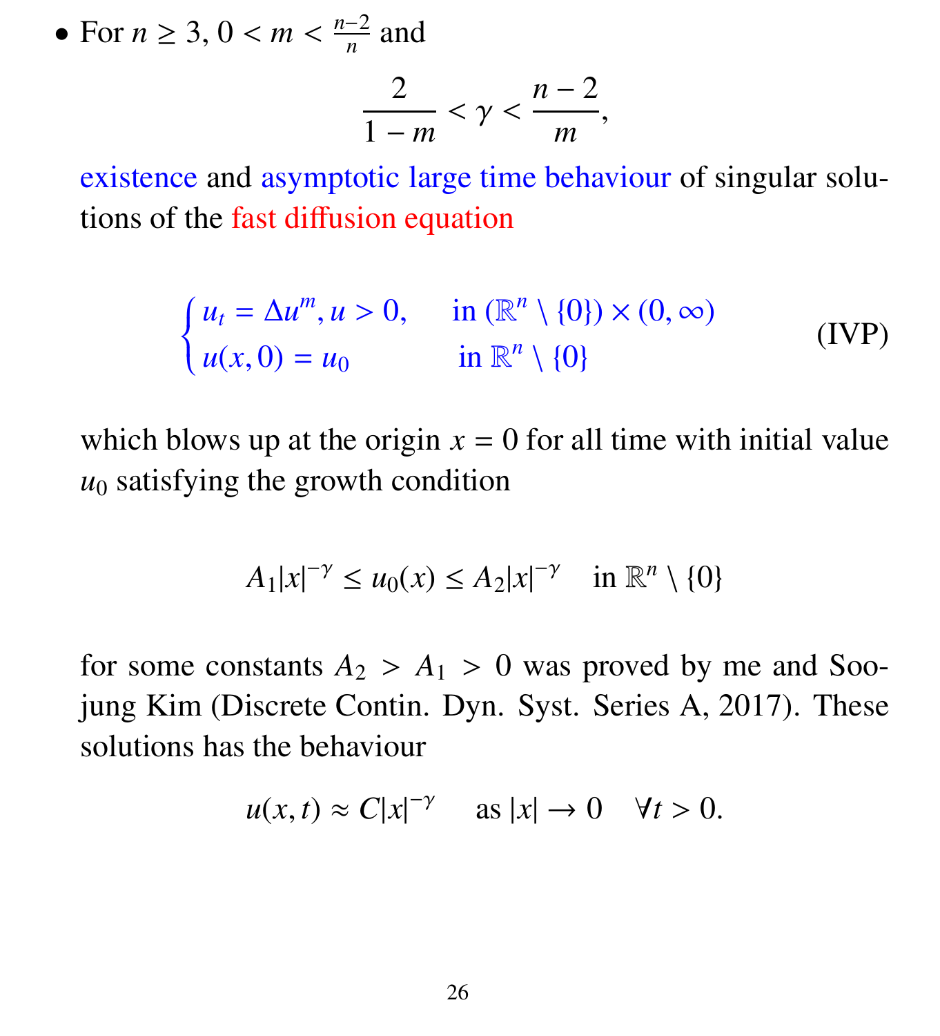- For $n \geq 3$, $0 < m < \frac{n-2}{n}$ and

$$\frac{2}{1-m} < \gamma < \frac{n-2}{m},$$

existence and asymptotic large time behaviour of singular solutions of the fast diffusion equation

$$\begin{cases} u_t = \Delta u^m, u > 0, & \text{in } (\mathbb{R}^n \setminus \{0\}) \times (0, \infty) \\ u(x, 0) = u_0 & \text{in } \mathbb{R}^n \setminus \{0\} \end{cases} \tag{IVP}$$

which blows up at the origin $x = 0$ for all time with initial value $u_0$ satisfying the growth condition

$$A_1 |x|^{-\gamma} \leq u_0(x) \leq A_2 |x|^{-\gamma} \quad \text{in } \mathbb{R}^n \setminus \{0\}$$

for some constants $A_2 > A_1 > 0$ was proved by me and Soojung Kim (Discrete Contin. Dyn. Syst. Series A, 2017). These solutions has the behaviour

$$u(x, t) \approx C|x|^{-\gamma} \quad \text{as } |x| \to 0 \quad \forall t > 0.$$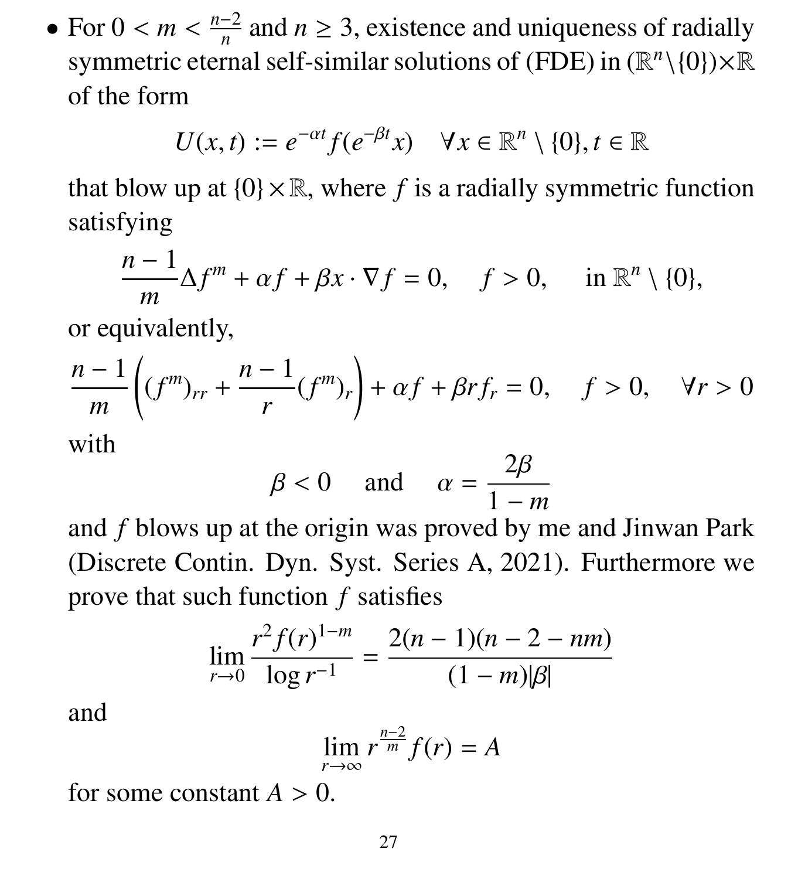- For $0 < m < \frac{n-2}{n}$ and $n \geq 3$, existence and uniqueness of radially symmetric eternal self-similar solutions of (FDE) in $(\mathbb{R}^n \setminus \{0\}) \times \mathbb{R}$ of the form

$$U(x,t) := e^{-\alpha t} f(e^{-\beta t} x) \quad \forall x \in \mathbb{R}^n \setminus \{0\}, t \in \mathbb{R}$$

that blow up at $\{0\} \times \mathbb{R}$, where $f$ is a radially symmetric function satisfying

$$\frac{n-1}{m} \Delta f^m + \alpha f + \beta x \cdot \nabla f = 0, \quad f > 0, \quad \text{in } \mathbb{R}^n \setminus \{0\},$$

or equivalently,

$$\frac{n-1}{m}\left((f^m)_{rr} + \frac{n-1}{r}(f^m)_r\right) + \alpha f + \beta r f_r = 0, \quad f > 0, \quad \forall r > 0$$

with

$$\beta < 0 \quad \text{and} \quad \alpha = \frac{2\beta}{1-m}$$

and $f$ blows up at the origin was proved by me and Jinwan Park (Discrete Contin. Dyn. Syst. Series A, 2021). Furthermore we prove that such function $f$ satisfies

$$\lim_{r \to 0} \frac{r^2 f(r)^{1-m}}{\log r^{-1}} = \frac{2(n-1)(n-2-nm)}{(1-m)|\beta|}$$

and

$$\lim_{r \to \infty} r^{\frac{n-2}{m}} f(r) = A$$

for some constant $A > 0$.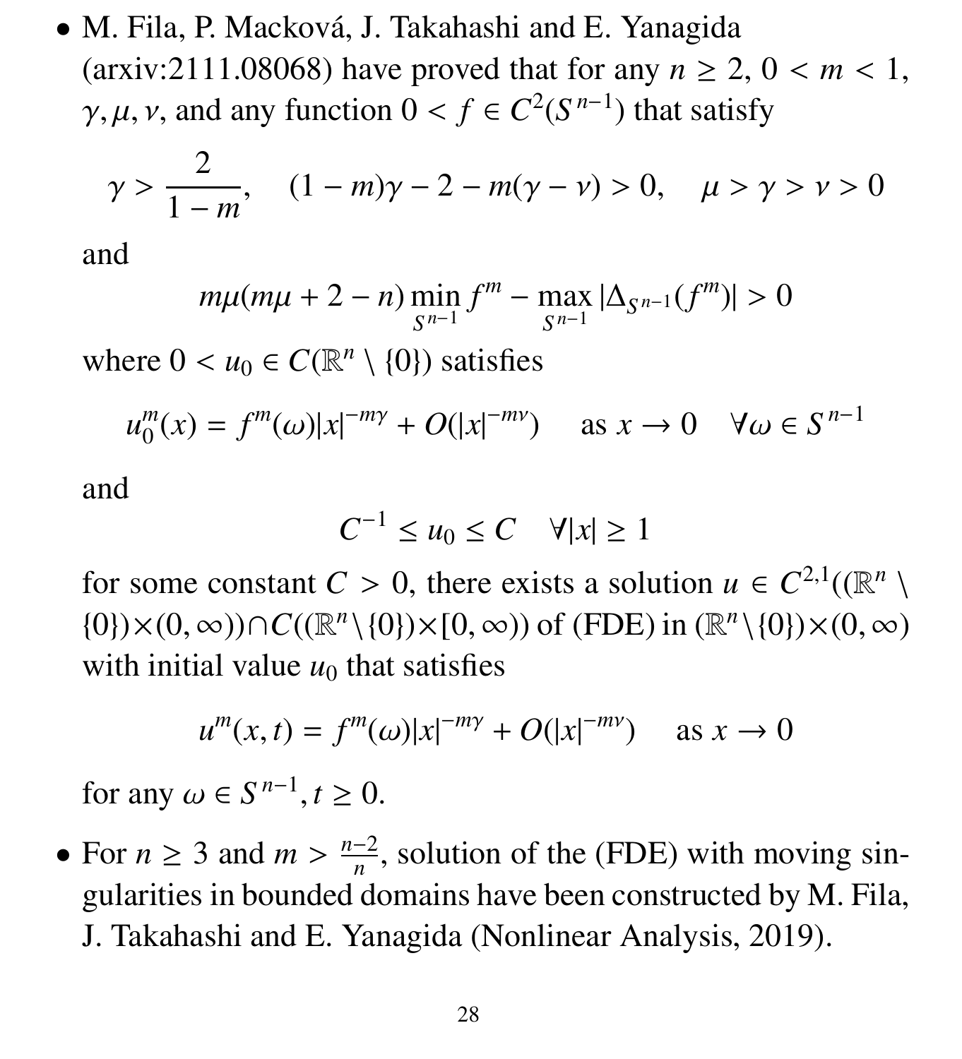- M. Filá, P. Macková, J. Takahashi and E. Yanagida (arxiv:2111.08068) have proved that for any $n \geq 2$, $0 < m < 1$, $\gamma, \mu, \nu$, and any function $0 < f \in C^2(S^{n-1})$ that satisfy

  $$\gamma > \frac{2}{1-m}, \quad (1-m)\gamma - 2 - m(\gamma - \nu) > 0, \quad \mu > \gamma > \nu > 0$$

  and

  $$m\mu(m\mu + 2 - n) \min_{S^{n-1}} f^m - \max_{S^{n-1}} |\Delta_{S^{n-1}}(f^m)| > 0$$

  where $0 < u_0 \in C(\mathbb{R}^n \setminus \{0\})$ satisfies

  $$u_0^m(x) = f^m(\omega)|x|^{-m\gamma} + O(|x|^{-m\nu}) \quad \text{ as } x \to 0 \quad \forall \omega \in S^{n-1}$$

  and

  $$C^{-1} \leq u_0 \leq C \quad \forall |x| \geq 1$$

  for some constant $C > 0$, there exists a solution $u \in C^{2,1}((\mathbb{R}^n \setminus \{0\}) \times (0, \infty)) \cap C((\mathbb{R}^n \setminus \{0\}) \times [0, \infty))$ of (FDE) in $(\mathbb{R}^n \setminus \{0\}) \times (0, \infty)$ with initial value $u_0$ that satisfies

  $$u^m(x,t) = f^m(\omega)|x|^{-m\gamma} + O(|x|^{-m\nu}) \quad \text{ as } x \to 0$$

  for any $\omega \in S^{n-1}, t \geq 0$.

- For $n \geq 3$ and $m > \frac{n-2}{n}$, solution of the (FDE) with moving singularities in bounded domains have been constructed by M. Fila, J. Takahashi and E. Yanagida (Nonlinear Analysis, 2019).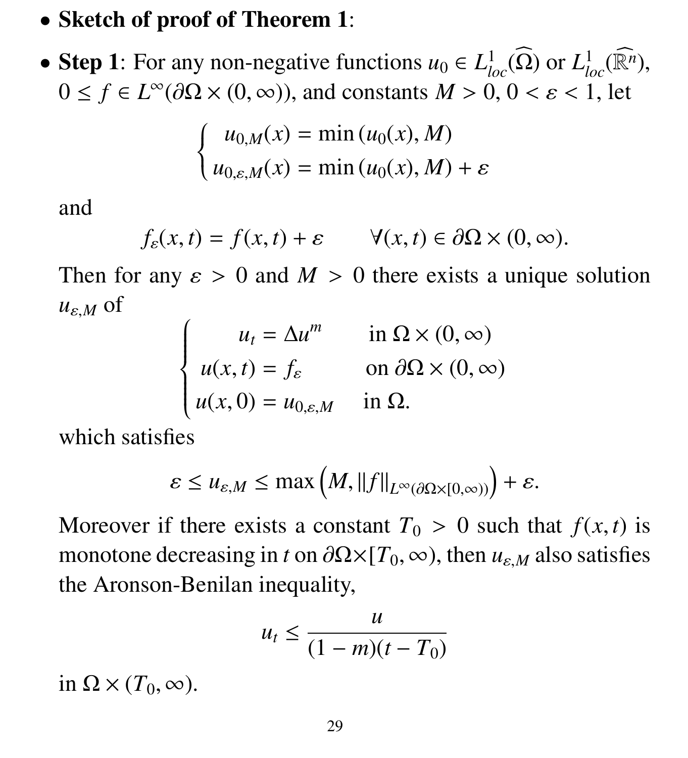- **Sketch of proof of Theorem 1**:

- **Step 1**: For any non-negative functions $u_0 \in L^1_{loc}(\widehat{\Omega})$ or $L^1_{loc}(\widehat{\mathbb{R}^n})$, $0 \le f \in L^\infty(\partial\Omega \times (0,\infty))$, and constants $M > 0$, $0 < \varepsilon < 1$, let

$$\begin{cases} u_{0,M}(x) = \min\left(u_0(x), M\right) \\ u_{0,\varepsilon,M}(x) = \min\left(u_0(x), M\right) + \varepsilon \end{cases}$$

and

$$f_\varepsilon(x,t) = f(x,t) + \varepsilon \qquad \forall (x,t) \in \partial\Omega \times (0,\infty).$$

Then for any $\varepsilon > 0$ and $M > 0$ there exists a unique solution $u_{\varepsilon,M}$ of

$$\begin{cases} u_t = \Delta u^m & \text{in } \Omega \times (0,\infty) \\ u(x,t) = f_\varepsilon & \text{on } \partial\Omega \times (0,\infty) \\ u(x,0) = u_{0,\varepsilon,M} & \text{in } \Omega. \end{cases}$$

which satisfies

$$\varepsilon \le u_{\varepsilon,M} \le \max\left(M, \|f\|_{L^\infty(\partial\Omega \times [0,\infty))}\right) + \varepsilon.$$

Moreover if there exists a constant $T_0 > 0$ such that $f(x,t)$ is monotone decreasing in $t$ on $\partial\Omega \times [T_0,\infty)$, then $u_{\varepsilon,M}$ also satisfies the Aronson-Benilan inequality,

$$u_t \le \frac{u}{(1-m)(t-T_0)}$$

in $\Omega \times (T_0,\infty)$.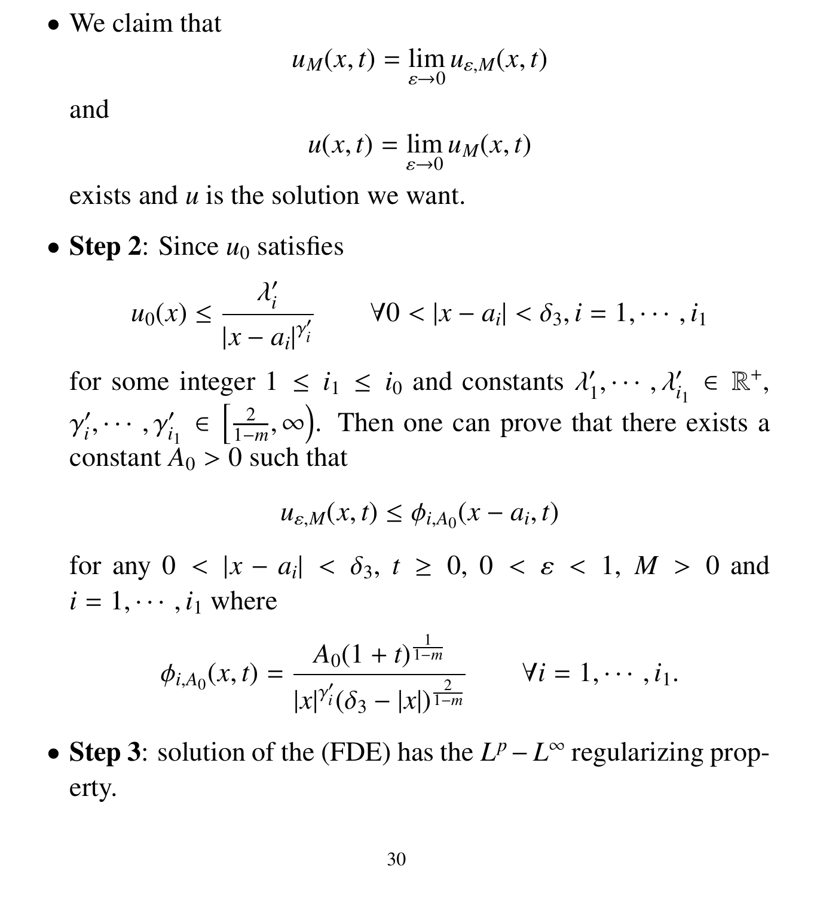- We claim that

$$u_M(x,t) = \lim_{\varepsilon \to 0} u_{\varepsilon,M}(x,t)$$

  and

$$u(x,t) = \lim_{\varepsilon \to 0} u_M(x,t)$$

  exists and $u$ is the solution we want.

- **Step 2**: Since $u_0$ satisfies

$$u_0(x) \le \frac{\lambda_i'}{|x-a_i|^{\gamma_i'}} \qquad \forall 0 < |x-a_i| < \delta_3, i = 1, \cdots, i_1$$

  for some integer $1 \le i_1 \le i_0$ and constants $\lambda_1', \cdots, \lambda_{i_1}' \in \mathbb{R}^+$, $\gamma_i', \cdots, \gamma_{i_1}' \in \left[\frac{2}{1-m}, \infty\right)$. Then one can prove that there exists a constant $A_0 > 0$ such that

$$u_{\varepsilon,M}(x,t) \le \phi_{i,A_0}(x-a_i,t)$$

  for any $0 < |x-a_i| < \delta_3$, $t \ge 0$, $0 < \varepsilon < 1$, $M > 0$ and $i = 1, \cdots, i_1$ where

$$\phi_{i,A_0}(x,t) = \frac{A_0(1+t)^{\frac{1}{1-m}}}{|x|^{\gamma_i'}(\delta_3 - |x|)^{\frac{2}{1-m}}} \qquad \forall i = 1, \cdots, i_1.$$

- **Step 3**: solution of the (FDE) has the $L^p - L^\infty$ regularizing property.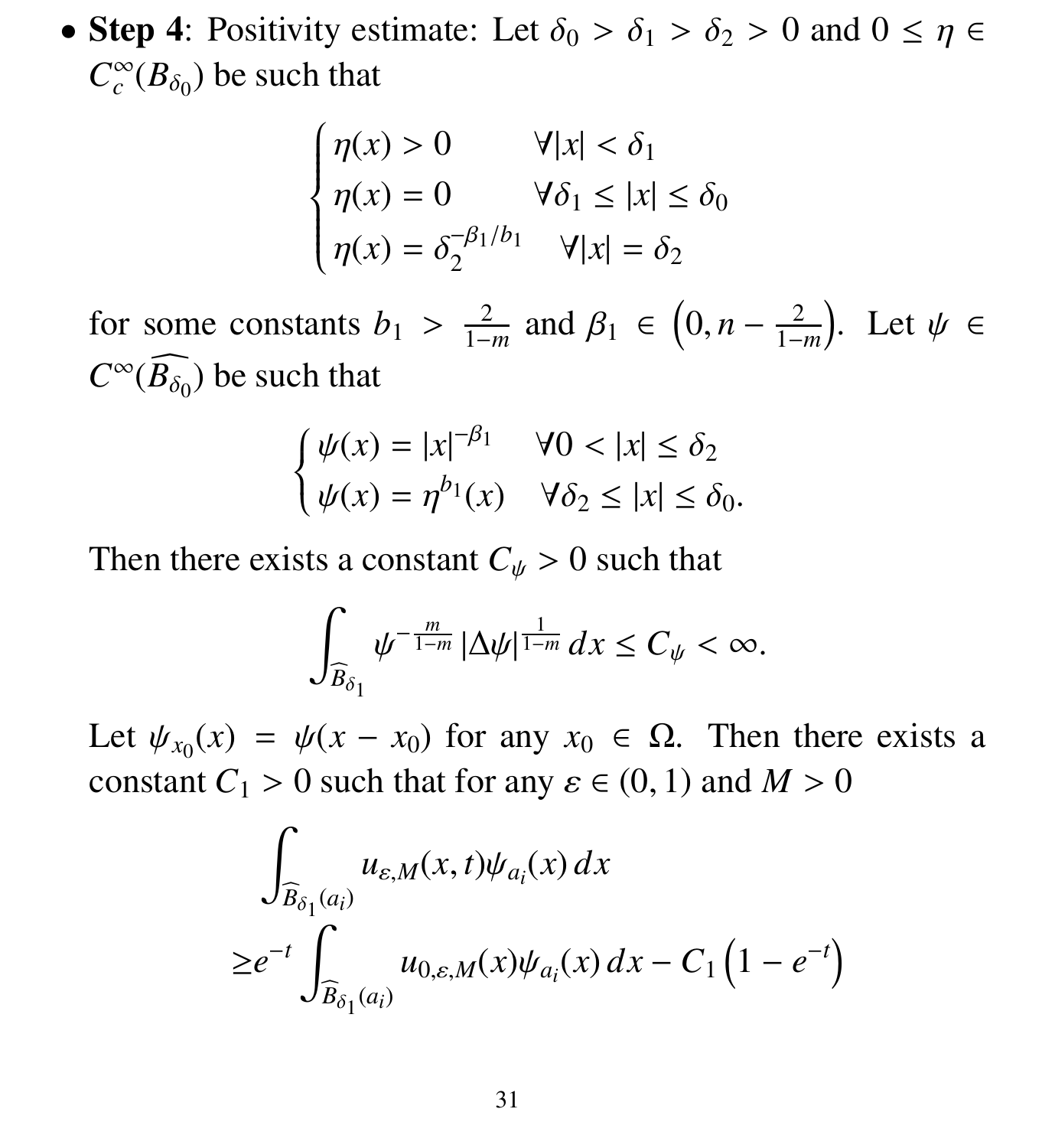- **Step 4**: Positivity estimate: Let $\delta_0 > \delta_1 > \delta_2 > 0$ and $0 \leq \eta \in C_c^\infty(B_{\delta_0})$ be such that

$$
\begin{cases}
\eta(x) > 0 & \forall |x| < \delta_1 \\
\eta(x) = 0 & \forall \delta_1 \leq |x| \leq \delta_0 \\
\eta(x) = \delta_2^{-\beta_1/b_1} & \forall |x| = \delta_2
\end{cases}
$$

for some constants $b_1 > \frac{2}{1-m}$ and $\beta_1 \in \left(0, n - \frac{2}{1-m}\right)$. Let $\psi \in C^\infty(\widehat{B_{\delta_0}})$ be such that

$$
\begin{cases}
\psi(x) = |x|^{-\beta_1} & \forall 0 < |x| \leq \delta_2 \\
\psi(x) = \eta^{b_1}(x) & \forall \delta_2 \leq |x| \leq \delta_0.
\end{cases}
$$

Then there exists a constant $C_\psi > 0$ such that

$$
\int_{\widehat{B}_{\delta_1}} \psi^{-\frac{m}{1-m}} |\Delta \psi|^{\frac{1}{1-m}} \, dx \leq C_\psi < \infty.
$$

Let $\psi_{x_0}(x) = \psi(x - x_0)$ for any $x_0 \in \Omega$. Then there exists a constant $C_1 > 0$ such that for any $\varepsilon \in (0,1)$ and $M > 0$

$$
\begin{aligned}
&\int_{\widehat{B}_{\delta_1}(a_i)} u_{\varepsilon,M}(x,t) \psi_{a_i}(x) \, dx \\
\geq & e^{-t} \int_{\widehat{B}_{\delta_1}(a_i)} u_{0,\varepsilon,M}(x) \psi_{a_i}(x) \, dx - C_1 \left(1 - e^{-t}\right)
\end{aligned}
$$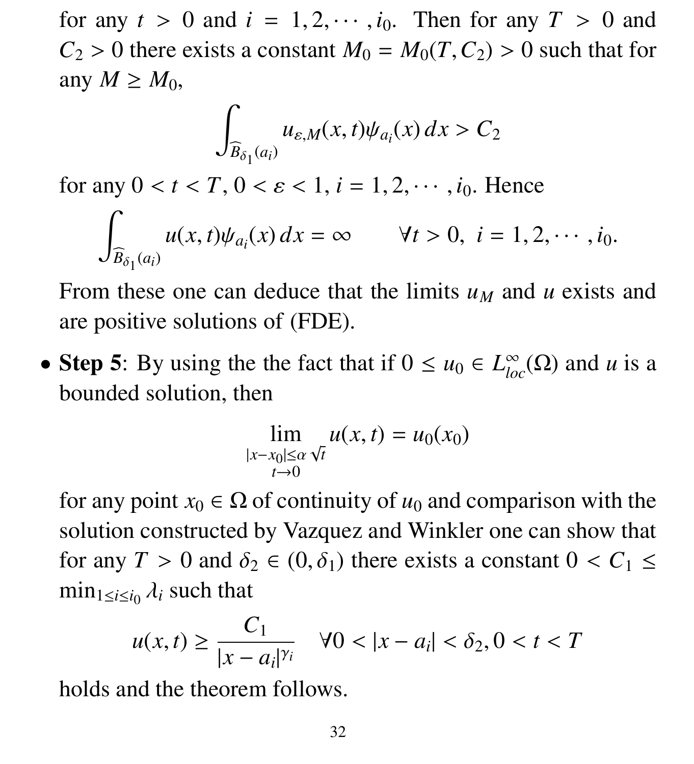for any $t > 0$ and $i = 1, 2, \cdots, i_0$. Then for any $T > 0$ and $C_2 > 0$ there exists a constant $M_0 = M_0(T, C_2) > 0$ such that for any $M \geq M_0$,

$$\int_{\widehat{B}_{\delta_1}(a_i)} u_{\varepsilon,M}(x,t)\psi_{a_i}(x)\,dx > C_2$$

for any $0 < t < T$, $0 < \varepsilon < 1$, $i = 1, 2, \cdots, i_0$. Hence

$$\int_{\widehat{B}_{\delta_1}(a_i)} u(x,t)\psi_{a_i}(x)\,dx = \infty \qquad \forall t > 0,\ i = 1, 2, \cdots, i_0.$$

From these one can deduce that the limits $u_M$ and $u$ exists and are positive solutions of (FDE).

- **Step 5**: By using the the fact that if $0 \leq u_0 \in L^\infty_{loc}(\Omega)$ and $u$ is a bounded solution, then

$$\lim_{\substack{|x-x_0|\leq\alpha\sqrt{t}\\ t\to 0}} u(x,t) = u_0(x_0)$$

for any point $x_0 \in \Omega$ of continuity of $u_0$ and comparison with the solution constructed by Vazquez and Winkler one can show that for any $T > 0$ and $\delta_2 \in (0, \delta_1)$ there exists a constant $0 < C_1 \leq \min_{1\leq i\leq i_0} \lambda_i$ such that

$$u(x,t) \geq \frac{C_1}{|x - a_i|^{\gamma_i}} \quad \forall 0 < |x - a_i| < \delta_2, 0 < t < T$$

holds and the theorem follows.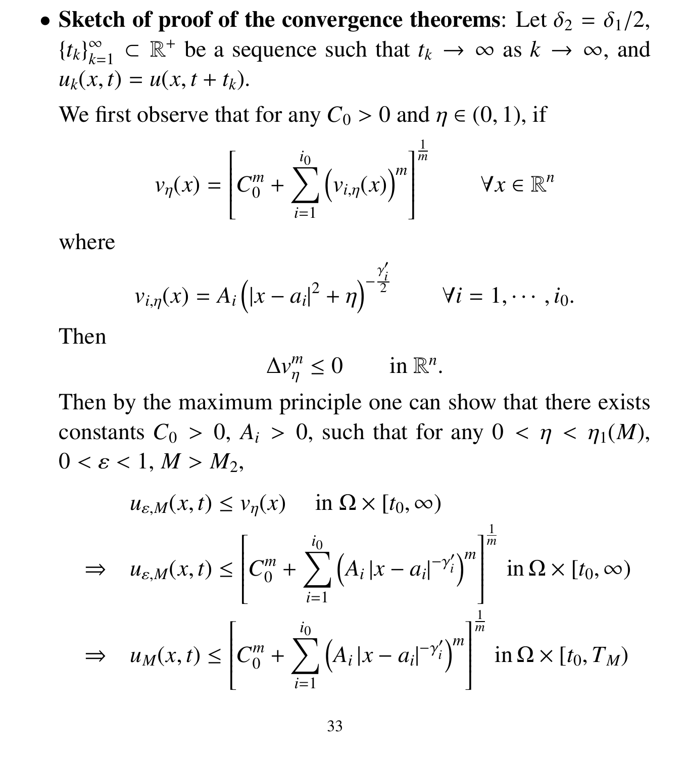- **Sketch of proof of the convergence theorems**: Let $\delta_2 = \delta_1/2$, $\{t_k\}_{k=1}^{\infty} \subset \mathbb{R}^+$ be a sequence such that $t_k \to \infty$ as $k \to \infty$, and $u_k(x,t) = u(x, t + t_k)$.

  We first observe that for any $C_0 > 0$ and $\eta \in (0,1)$, if

  $$v_\eta(x) = \left[ C_0^m + \sum_{i=1}^{i_0} \left( v_{i,\eta}(x) \right)^m \right]^{\frac{1}{m}} \qquad \forall x \in \mathbb{R}^n$$

  where

  $$v_{i,\eta}(x) = A_i \left( |x - a_i|^2 + \eta \right)^{-\frac{\gamma_i'}{2}} \qquad \forall i = 1, \cdots, i_0.$$

  Then

  $$\Delta v_\eta^m \le 0 \qquad \text{in } \mathbb{R}^n.$$

  Then by the maximum principle one can show that there exists constants $C_0 > 0$, $A_i > 0$, such that for any $0 < \eta < \eta_1(M)$, $0 < \varepsilon < 1$, $M > M_2$,

  $$\begin{aligned}
  & u_{\varepsilon,M}(x,t) \le v_\eta(x) \quad \text{ in } \Omega \times [t_0, \infty) \\
  \Rightarrow \quad & u_{\varepsilon,M}(x,t) \le \left[ C_0^m + \sum_{i=1}^{i_0} \left( A_i \, |x - a_i|^{-\gamma_i'} \right)^m \right]^{\frac{1}{m}} \text{ in } \Omega \times [t_0, \infty) \\
  \Rightarrow \quad & u_M(x,t) \le \left[ C_0^m + \sum_{i=1}^{i_0} \left( A_i \, |x - a_i|^{-\gamma_i'} \right)^m \right]^{\frac{1}{m}} \text{ in } \Omega \times [t_0, T_M)
  \end{aligned}$$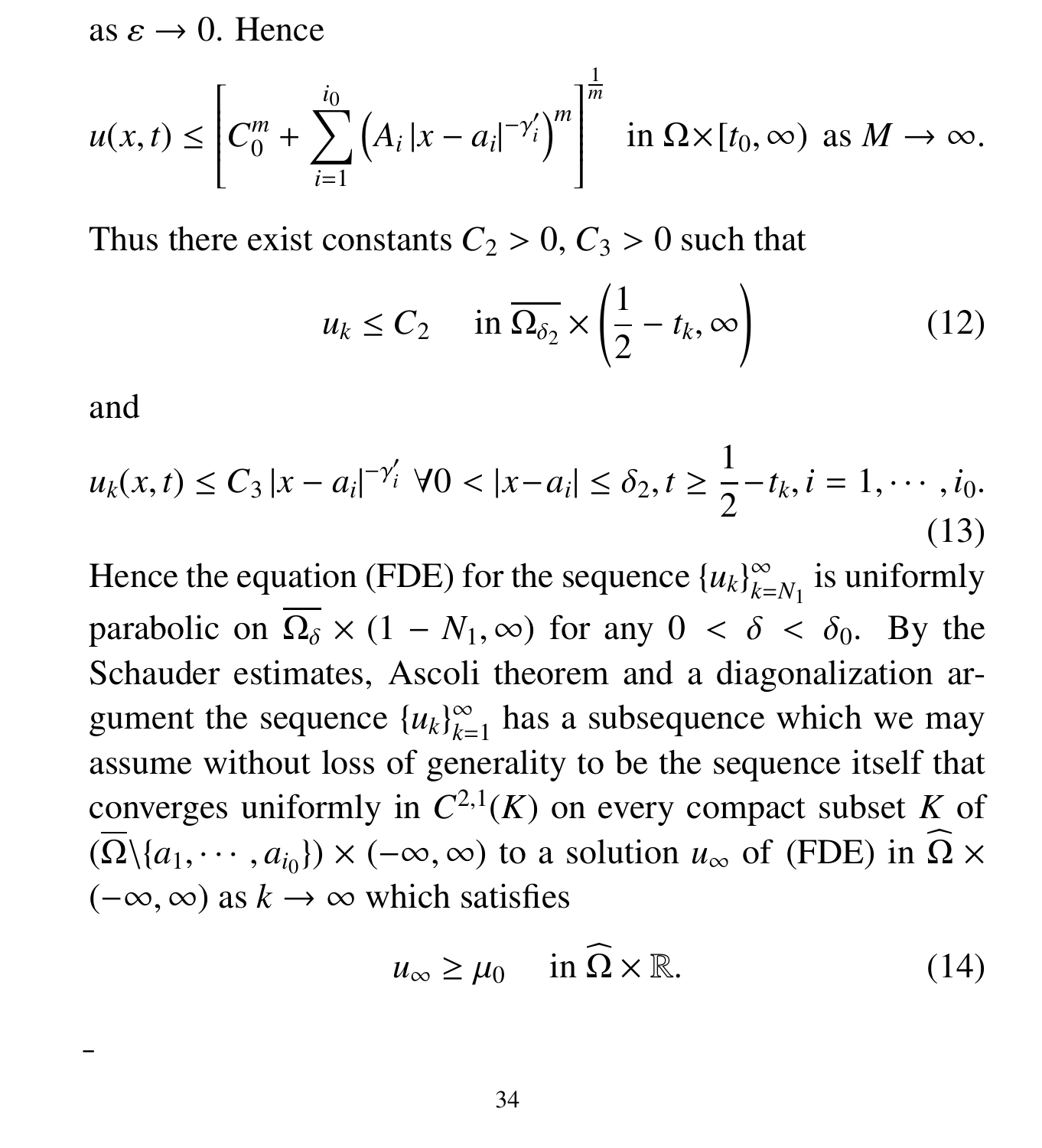as $\varepsilon \to 0$. Hence

$$u(x,t) \le \left[ C_0^m + \sum_{i=1}^{i_0} \left( A_i \, |x - a_i|^{-\gamma_i'} \right)^m \right]^{\frac{1}{m}} \quad \text{in } \Omega \times [t_0, \infty) \text{ as } M \to \infty.$$

Thus there exist constants $C_2 > 0$, $C_3 > 0$ such that

$$u_k \le C_2 \quad \text{in } \overline{\Omega_{\delta_2}} \times \left( \frac{1}{2} - t_k, \infty \right) \tag{12}$$

and

$$u_k(x,t) \le C_3 \, |x - a_i|^{-\gamma_i'} \;\; \forall 0 < |x - a_i| \le \delta_2, t \ge \frac{1}{2} - t_k, i = 1, \cdots, i_0. \tag{13}$$

Hence the equation (FDE) for the sequence $\{u_k\}_{k=N_1}^{\infty}$ is uniformly parabolic on $\overline{\Omega_\delta} \times (1 - N_1, \infty)$ for any $0 < \delta < \delta_0$. By the Schauder estimates, Ascoli theorem and a diagonalization argument the sequence $\{u_k\}_{k=1}^{\infty}$ has a subsequence which we may assume without loss of generality to be the sequence itself that converges uniformly in $C^{2,1}(K)$ on every compact subset $K$ of $(\overline{\Omega} \backslash \{a_1, \cdots, a_{i_0}\}) \times (-\infty, \infty)$ to a solution $u_\infty$ of (FDE) in $\widehat{\Omega} \times (-\infty, \infty)$ as $k \to \infty$ which satisfies

$$u_\infty \ge \mu_0 \quad \text{in } \widehat{\Omega} \times \mathbb{R}. \tag{14}$$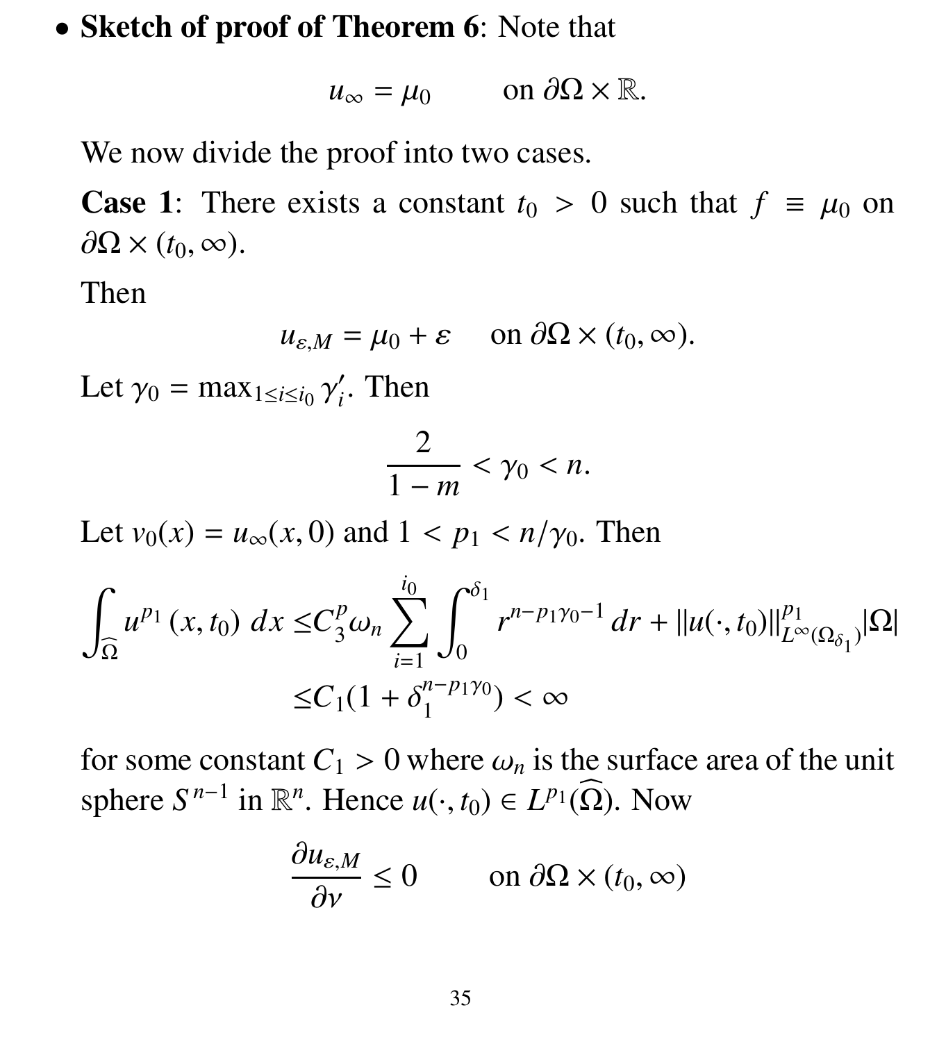- **Sketch of proof of Theorem 6**: Note that

$$u_\infty = \mu_0 \qquad \text{on } \partial\Omega \times \mathbb{R}.$$

We now divide the proof into two cases.

**Case 1**: There exists a constant $t_0 > 0$ such that $f \equiv \mu_0$ on $\partial\Omega \times (t_0, \infty)$.

Then

$$u_{\varepsilon,M} = \mu_0 + \varepsilon \quad \text{on } \partial\Omega \times (t_0, \infty).$$

Let $\gamma_0 = \max_{1 \le i \le i_0} \gamma_i'$. Then

$$\frac{2}{1-m} < \gamma_0 < n.$$

Let $v_0(x) = u_\infty(x, 0)$ and $1 < p_1 < n/\gamma_0$. Then

$$\begin{aligned}
\int_{\widehat{\Omega}} u^{p_1}(x, t_0)\, dx \le & C_3^p \omega_n \sum_{i=1}^{i_0} \int_0^{\delta_1} r^{n - p_1\gamma_0 - 1}\, dr + \|u(\cdot, t_0)\|_{L^\infty(\Omega_{\delta_1})}^{p_1} |\Omega| \\
\le & C_1(1 + \delta_1^{n - p_1\gamma_0}) < \infty
\end{aligned}$$

for some constant $C_1 > 0$ where $\omega_n$ is the surface area of the unit sphere $S^{n-1}$ in $\mathbb{R}^n$. Hence $u(\cdot, t_0) \in L^{p_1}(\widehat{\Omega})$. Now

$$\frac{\partial u_{\varepsilon,M}}{\partial \nu} \le 0 \qquad \text{on } \partial\Omega \times (t_0, \infty)$$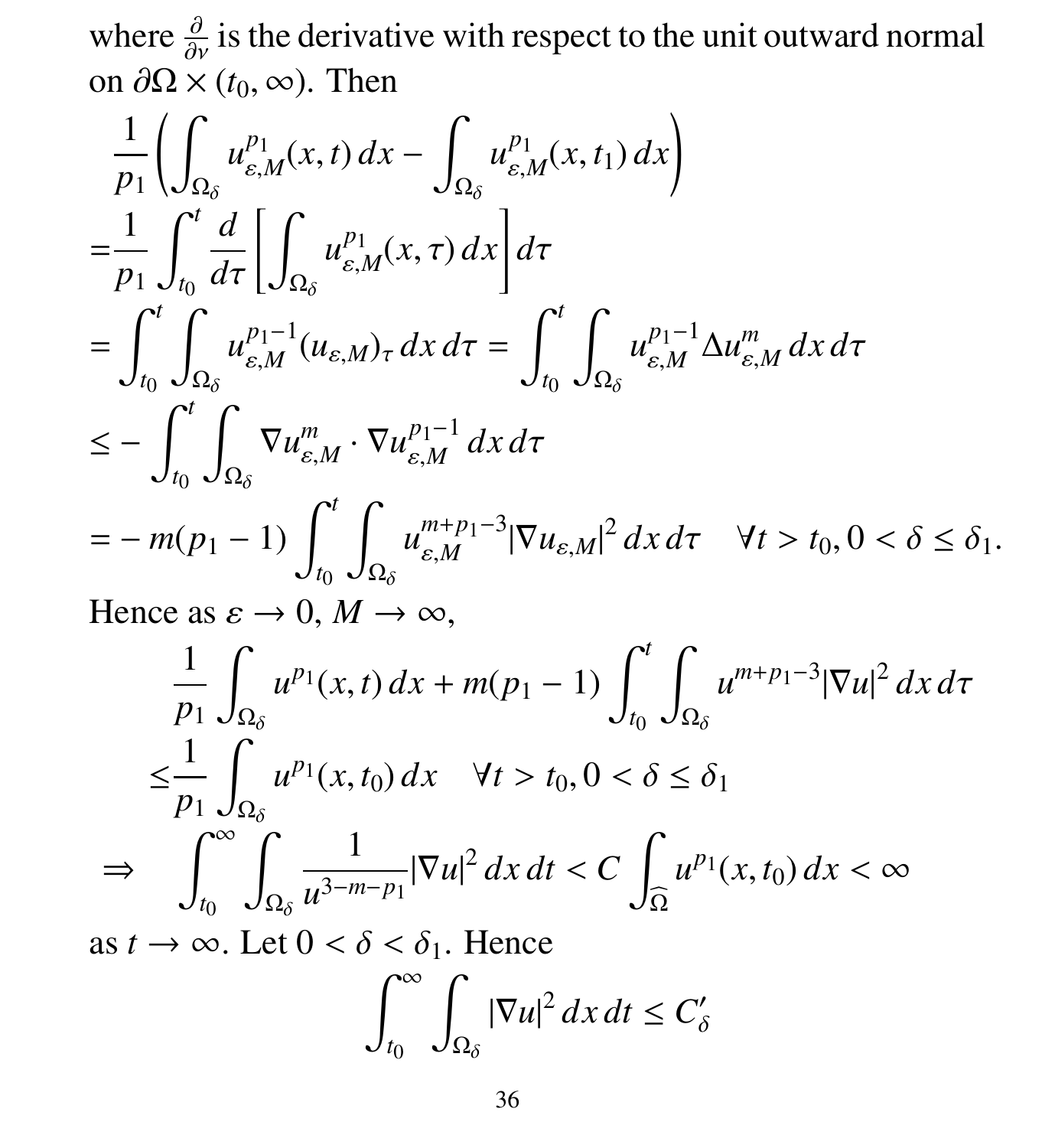where $\frac{\partial}{\partial \nu}$ is the derivative with respect to the unit outward normal on $\partial\Omega \times (t_0, \infty)$. Then

$$
\begin{aligned}
&\frac{1}{p_1}\left(\int_{\Omega_\delta} u_{\varepsilon,M}^{p_1}(x,t)\,dx - \int_{\Omega_\delta} u_{\varepsilon,M}^{p_1}(x,t_1)\,dx\right)\\
=&\frac{1}{p_1}\int_{t_0}^{t} \frac{d}{d\tau}\left[\int_{\Omega_\delta} u_{\varepsilon,M}^{p_1}(x,\tau)\,dx\right]d\tau\\
=&\int_{t_0}^{t}\int_{\Omega_\delta} u_{\varepsilon,M}^{p_1-1}(u_{\varepsilon,M})_\tau\,dx\,d\tau = \int_{t_0}^{t}\int_{\Omega_\delta} u_{\varepsilon,M}^{p_1-1}\Delta u_{\varepsilon,M}^{m}\,dx\,d\tau\\
\le& -\int_{t_0}^{t}\int_{\Omega_\delta} \nabla u_{\varepsilon,M}^{m}\cdot\nabla u_{\varepsilon,M}^{p_1-1}\,dx\,d\tau\\
=& -m(p_1-1)\int_{t_0}^{t}\int_{\Omega_\delta} u_{\varepsilon,M}^{m+p_1-3}|\nabla u_{\varepsilon,M}|^2\,dx\,d\tau \quad \forall t > t_0, 0 < \delta \le \delta_1.
\end{aligned}
$$

Hence as $\varepsilon \to 0$, $M \to \infty$,

$$
\begin{aligned}
&\frac{1}{p_1}\int_{\Omega_\delta} u^{p_1}(x,t)\,dx + m(p_1-1)\int_{t_0}^{t}\int_{\Omega_\delta} u^{m+p_1-3}|\nabla u|^2\,dx\,d\tau\\
&\quad\le \frac{1}{p_1}\int_{\Omega_\delta} u^{p_1}(x,t_0)\,dx \quad \forall t > t_0, 0 < \delta \le \delta_1\\
\Rightarrow&\quad \int_{t_0}^{\infty}\int_{\Omega_\delta} \frac{1}{u^{3-m-p_1}}|\nabla u|^2\,dx\,dt < C\int_{\widehat{\Omega}} u^{p_1}(x,t_0)\,dx < \infty
\end{aligned}
$$

as $t \to \infty$. Let $0 < \delta < \delta_1$. Hence

$$
\int_{t_0}^{\infty}\int_{\Omega_\delta} |\nabla u|^2\,dx\,dt \le C'_\delta
$$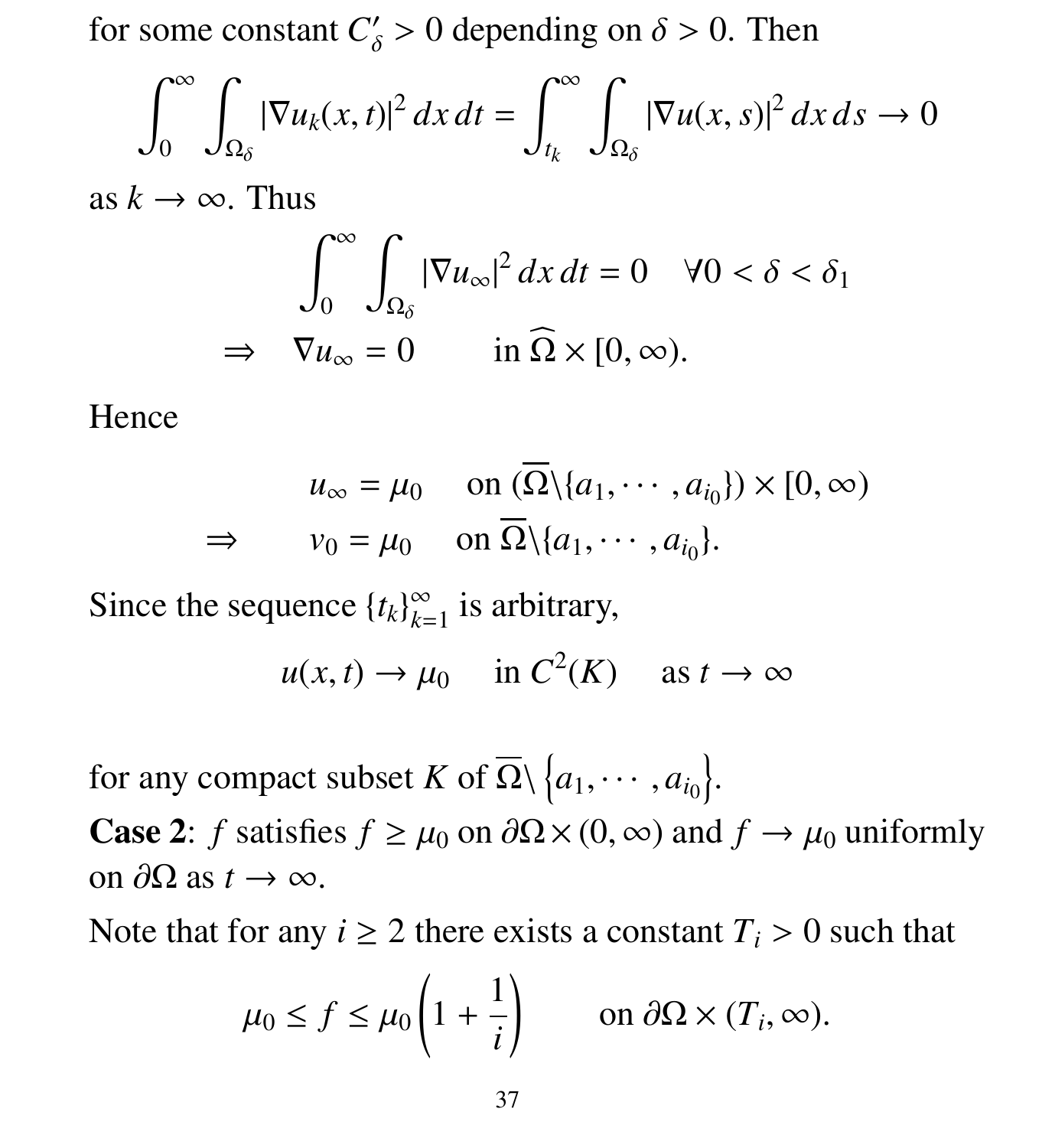for some constant $C'_\delta > 0$ depending on $\delta > 0$. Then

$$\int_0^\infty \int_{\Omega_\delta} |\nabla u_k(x,t)|^2 \, dx \, dt = \int_{t_k}^\infty \int_{\Omega_\delta} |\nabla u(x,s)|^2 \, dx \, ds \to 0$$

as $k \to \infty$. Thus

$$\int_0^\infty \int_{\Omega_\delta} |\nabla u_\infty|^2 \, dx \, dt = 0 \quad \forall 0 < \delta < \delta_1$$

$$\Rightarrow \quad \nabla u_\infty = 0 \qquad \text{in } \widehat{\Omega} \times [0,\infty).$$

Hence

$$u_\infty = \mu_0 \quad \text{ on } (\overline{\Omega} \backslash \{a_1, \cdots, a_{i_0}\}) \times [0,\infty)$$

$$\Rightarrow \qquad v_0 = \mu_0 \quad \text{ on } \overline{\Omega} \backslash \{a_1, \cdots, a_{i_0}\}.$$

Since the sequence $\{t_k\}_{k=1}^\infty$ is arbitrary,

$$u(x,t) \to \mu_0 \quad \text{ in } C^2(K) \quad \text{ as } t \to \infty$$

for any compact subset $K$ of $\overline{\Omega} \backslash \left\{a_1, \cdots, a_{i_0}\right\}$.

**Case 2**: $f$ satisfies $f \ge \mu_0$ on $\partial\Omega \times (0,\infty)$ and $f \to \mu_0$ uniformly on $\partial\Omega$ as $t \to \infty$.

Note that for any $i \ge 2$ there exists a constant $T_i > 0$ such that

$$\mu_0 \le f \le \mu_0 \left(1 + \frac{1}{i}\right) \qquad \text{on } \partial\Omega \times (T_i, \infty).$$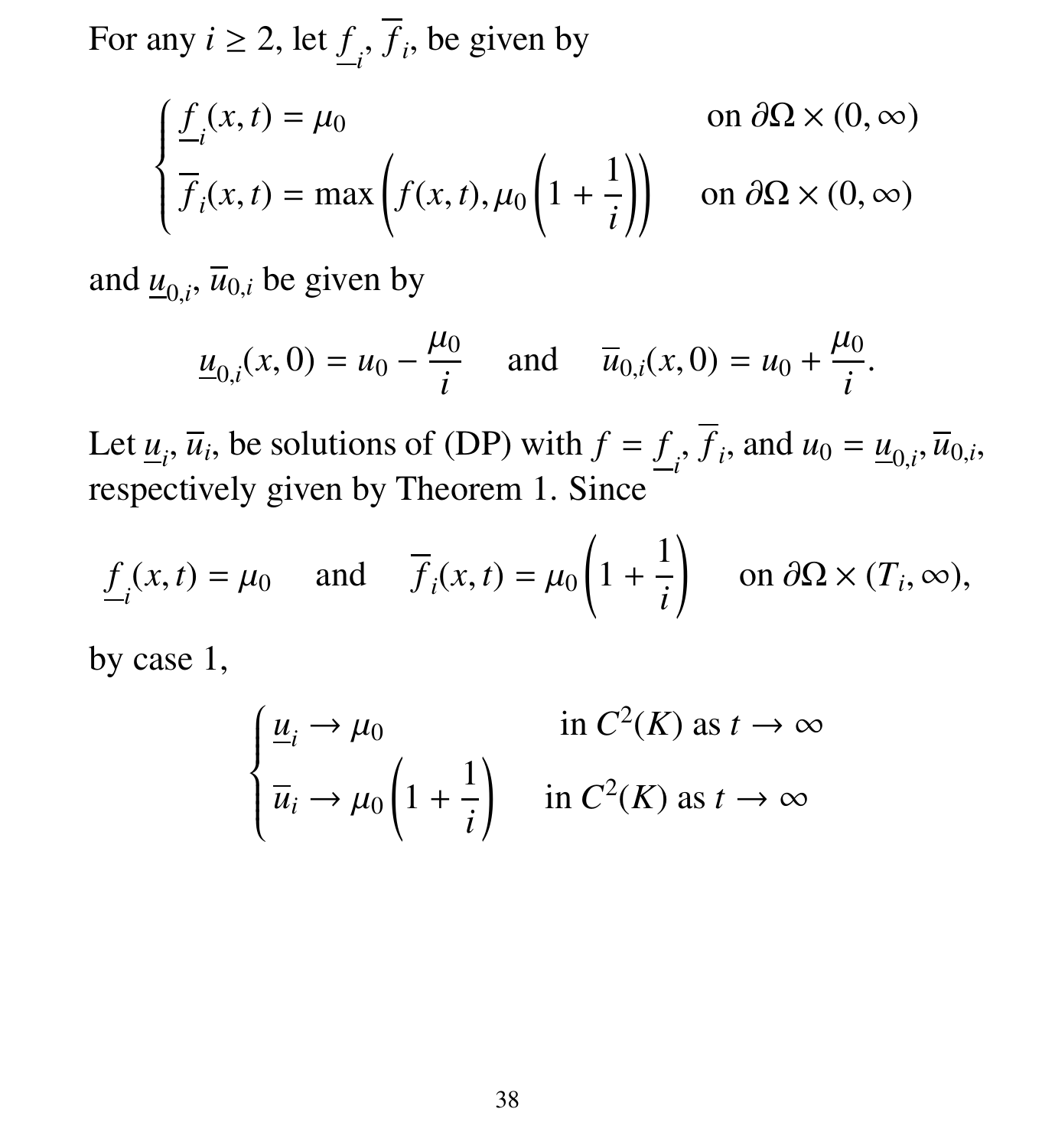For any $i \geq 2$, let $\underline{f}_i$, $\overline{f}_i$, be given by

$$
\begin{cases}
\underline{f}_i(x,t) = \mu_0 & \text{on } \partial\Omega \times (0,\infty) \\
\overline{f}_i(x,t) = \max\left(f(x,t), \mu_0\left(1 + \dfrac{1}{i}\right)\right) & \text{on } \partial\Omega \times (0,\infty)
\end{cases}
$$

and $\underline{u}_{0,i}$, $\overline{u}_{0,i}$ be given by

$$
\underline{u}_{0,i}(x,0) = u_0 - \frac{\mu_0}{i} \quad \text{and} \quad \overline{u}_{0,i}(x,0) = u_0 + \frac{\mu_0}{i}.
$$

Let $\underline{u}_i$, $\overline{u}_i$, be solutions of (DP) with $f = \underline{f}_i, \overline{f}_i$, and $u_0 = \underline{u}_{0,i}, \overline{u}_{0,i}$, respectively given by Theorem 1. Since

$$
\underline{f}_i(x,t) = \mu_0 \quad \text{and} \quad \overline{f}_i(x,t) = \mu_0\left(1 + \frac{1}{i}\right) \quad \text{on } \partial\Omega \times (T_i, \infty),
$$

by case 1,

$$
\begin{cases}
\underline{u}_i \to \mu_0 & \text{in } C^2(K) \text{ as } t \to \infty \\
\overline{u}_i \to \mu_0\left(1 + \dfrac{1}{i}\right) & \text{in } C^2(K) \text{ as } t \to \infty
\end{cases}
$$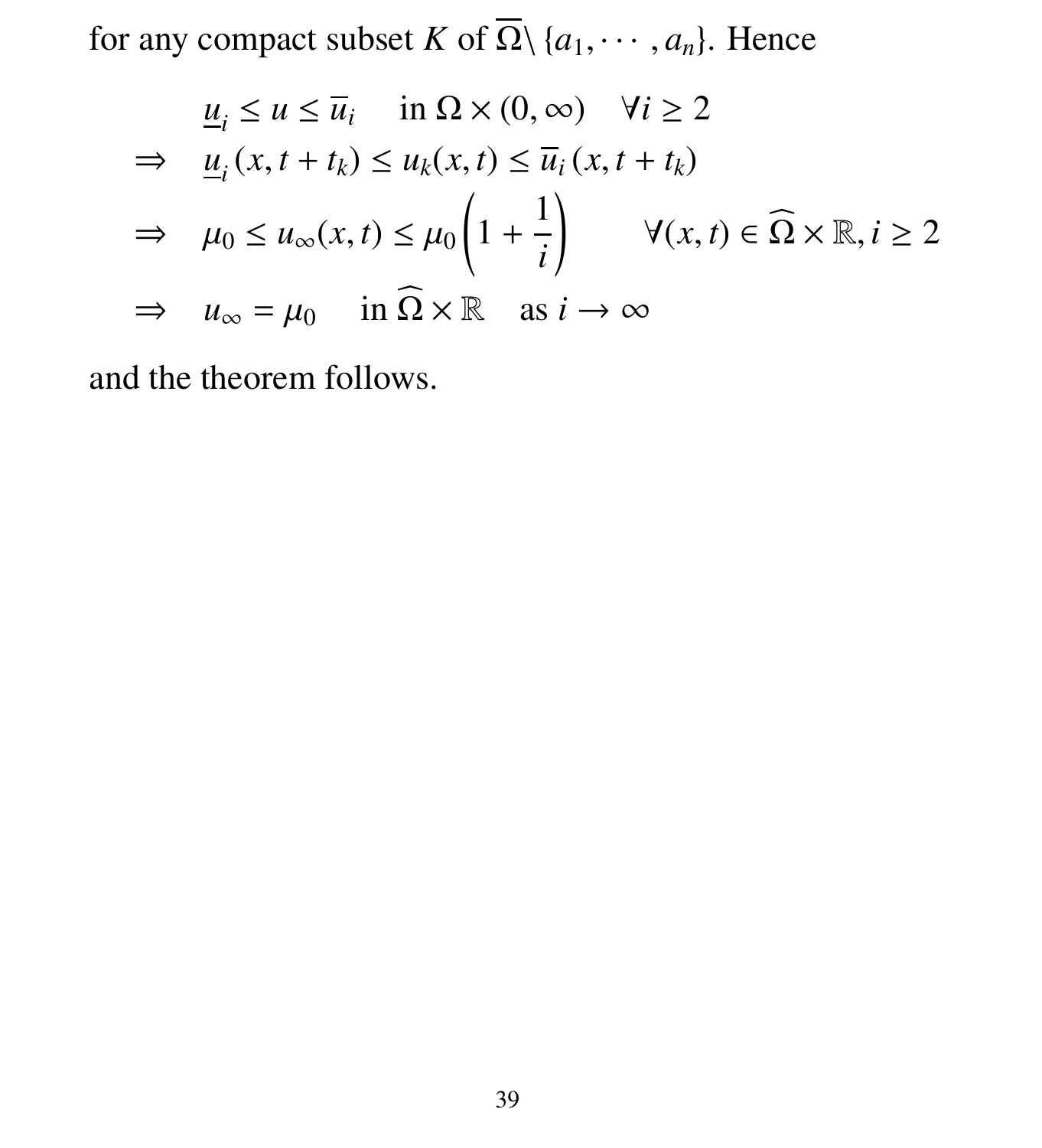for any compact subset $K$ of $\overline{\Omega}\setminus\{a_1,\cdots,a_n\}$. Hence

$$
\begin{aligned}
& \underline{u}_i \le u \le \overline{u}_i \quad \text{ in } \Omega\times(0,\infty) \quad \forall i\ge 2 \\
\Rightarrow \quad & \underline{u}_i(x,t+t_k) \le u_k(x,t) \le \overline{u}_i(x,t+t_k) \\
\Rightarrow \quad & \mu_0 \le u_\infty(x,t) \le \mu_0\left(1+\frac{1}{i}\right) \qquad \forall (x,t)\in\widehat{\Omega}\times\mathbb{R}, i\ge 2 \\
\Rightarrow \quad & u_\infty = \mu_0 \quad \text{ in } \widehat{\Omega}\times\mathbb{R} \quad \text{as } i\to\infty
\end{aligned}
$$

and the theorem follows.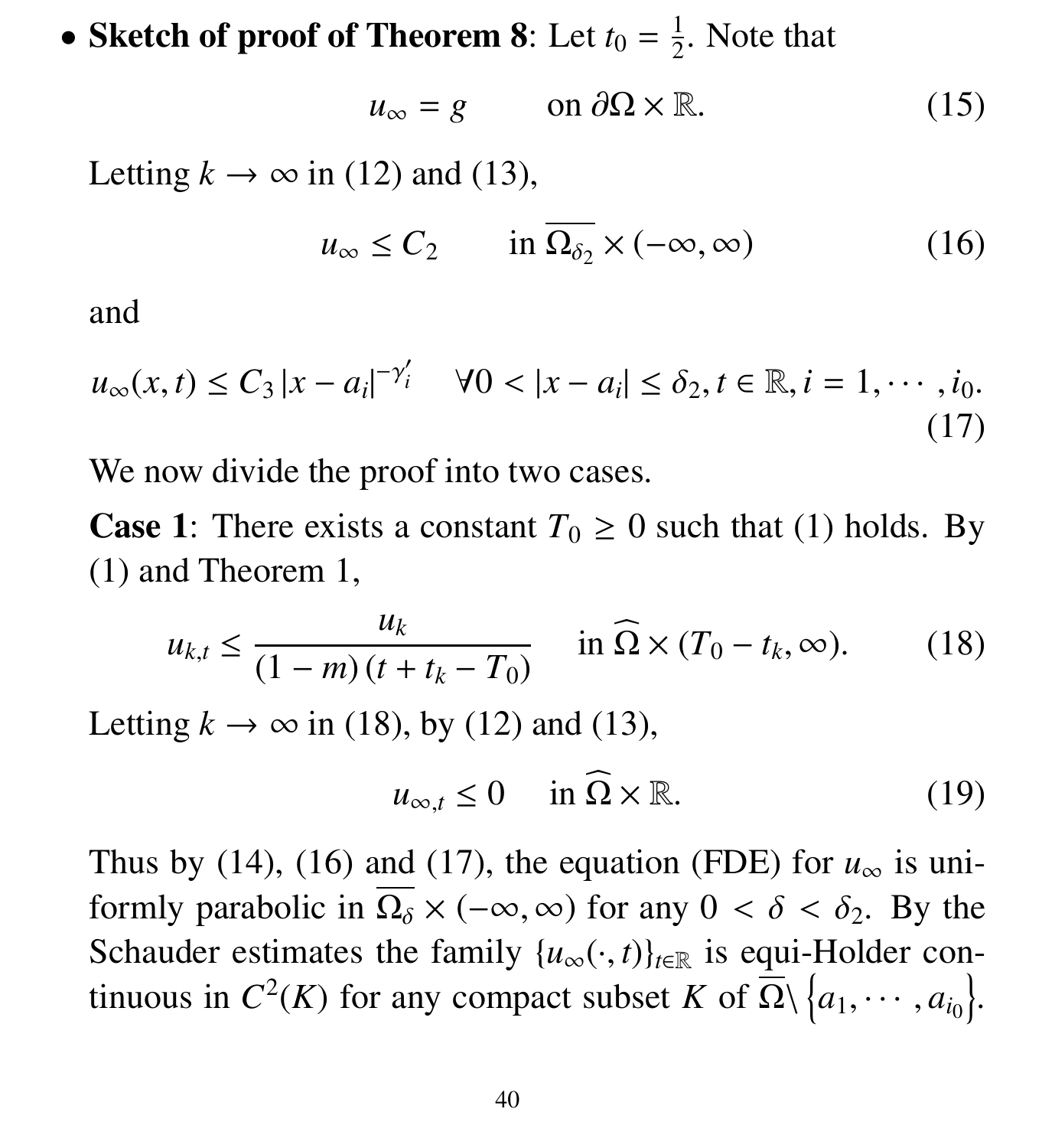- **Sketch of proof of Theorem 8**: Let $t_0 = \frac{1}{2}$. Note that

$$u_\infty = g \qquad \text{on } \partial\Omega \times \mathbb{R}. \tag{15}$$

Letting $k \to \infty$ in (12) and (13),

$$u_\infty \le C_2 \qquad \text{in } \overline{\Omega_{\delta_2}} \times (-\infty, \infty) \tag{16}$$

and

$$u_\infty(x,t) \le C_3 |x - a_i|^{-\gamma_i'} \quad \forall 0 < |x - a_i| \le \delta_2, t \in \mathbb{R}, i = 1, \cdots, i_0. \tag{17}$$

We now divide the proof into two cases.

**Case 1**: There exists a constant $T_0 \ge 0$ such that (1) holds. By (1) and Theorem 1,

$$u_{k,t} \le \frac{u_k}{(1-m)(t + t_k - T_0)} \quad \text{in } \widehat{\Omega} \times (T_0 - t_k, \infty). \tag{18}$$

Letting $k \to \infty$ in (18), by (12) and (13),

$$u_{\infty,t} \le 0 \quad \text{in } \widehat{\Omega} \times \mathbb{R}. \tag{19}$$

Thus by (14), (16) and (17), the equation (FDE) for $u_\infty$ is uniformly parabolic in $\overline{\Omega_\delta} \times (-\infty, \infty)$ for any $0 < \delta < \delta_2$. By the Schauder estimates the family $\{u_\infty(\cdot, t)\}_{t \in \mathbb{R}}$ is equi-Holder continuous in $C^2(K)$ for any compact subset $K$ of $\overline{\Omega} \setminus \{a_1, \cdots, a_{i_0}\}$.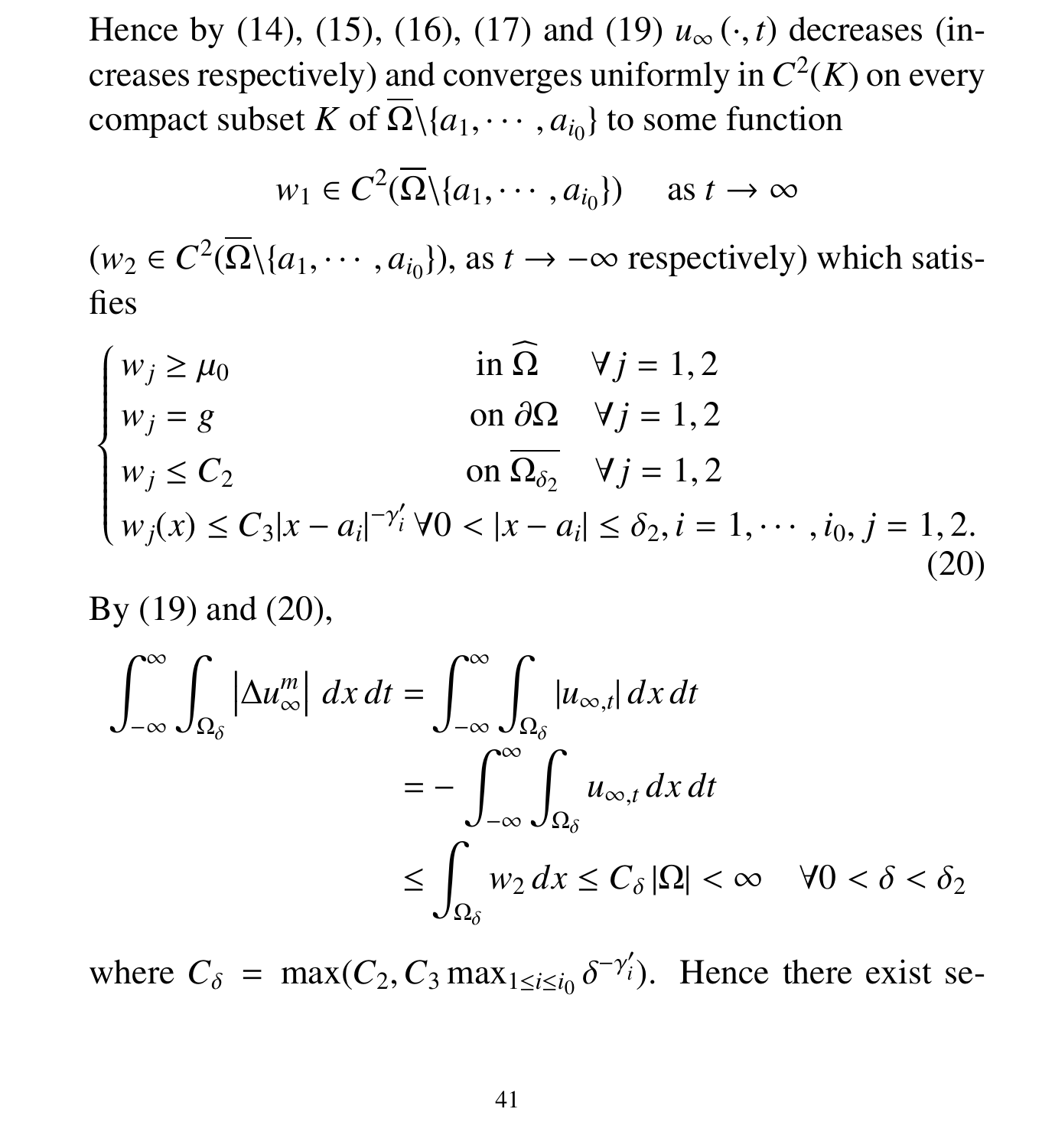Hence by (14), (15), (16), (17) and (19) $u_\infty(\cdot, t)$ decreases (increases respectively) and converges uniformly in $C^2(K)$ on every compact subset $K$ of $\overline{\Omega}\backslash\{a_1, \cdots, a_{i_0}\}$ to some function

$$w_1 \in C^2(\overline{\Omega}\backslash\{a_1, \cdots, a_{i_0}\}) \quad \text{as } t \to \infty$$

($w_2 \in C^2(\overline{\Omega}\backslash\{a_1, \cdots, a_{i_0}\})$, as $t \to -\infty$ respectively) which satisfies

$$\begin{cases} w_j \ge \mu_0 & \text{in } \widehat{\Omega} \quad \forall j = 1, 2 \\ w_j = g & \text{on } \partial\Omega \quad \forall j = 1, 2 \\ w_j \le C_2 & \text{on } \overline{\Omega_{\delta_2}} \quad \forall j = 1, 2 \\ w_j(x) \le C_3|x - a_i|^{-\gamma_i'} \ \forall 0 < |x - a_i| \le \delta_2, i = 1, \cdots, i_0, j = 1, 2. \end{cases} \tag{20}$$

By (19) and (20),

$$\begin{aligned} \int_{-\infty}^{\infty}\int_{\Omega_\delta} \left|\Delta u_\infty^m\right| \, dx\, dt &= \int_{-\infty}^{\infty}\int_{\Omega_\delta} |u_{\infty,t}| \, dx\, dt \\ &= -\int_{-\infty}^{\infty}\int_{\Omega_\delta} u_{\infty,t} \, dx\, dt \\ &\le \int_{\Omega_\delta} w_2 \, dx \le C_\delta |\Omega| < \infty \quad \forall 0 < \delta < \delta_2 \end{aligned}$$

where $C_\delta = \max(C_2, C_3 \max_{1 \le i \le i_0} \delta^{-\gamma_i'})$. Hence there exist se-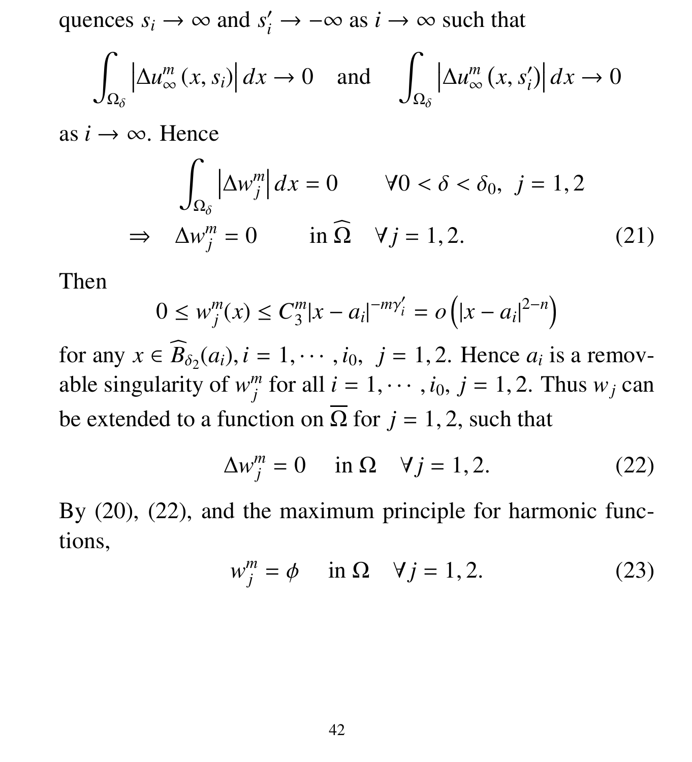quences $s_i \to \infty$ and $s_i' \to -\infty$ as $i \to \infty$ such that

$$\int_{\Omega_\delta} \left|\Delta u_\infty^m(x, s_i)\right| dx \to 0 \quad \text{and} \quad \int_{\Omega_\delta} \left|\Delta u_\infty^m(x, s_i')\right| dx \to 0$$

as $i \to \infty$. Hence

$$\begin{aligned} & \int_{\Omega_\delta} \left|\Delta w_j^m\right| dx = 0 \qquad \forall 0 < \delta < \delta_0, \ j = 1, 2 \\ \Rightarrow \quad & \Delta w_j^m = 0 \qquad \text{in } \widehat{\Omega} \quad \forall j = 1, 2. \end{aligned} \tag{21}$$

Then

$$0 \le w_j^m(x) \le C_3^m |x - a_i|^{-m\gamma_i'} = o\left(|x - a_i|^{2-n}\right)$$

for any $x \in \widehat{B}_{\delta_2}(a_i), i = 1, \cdots, i_0, \ j = 1, 2$. Hence $a_i$ is a removable singularity of $w_j^m$ for all $i = 1, \cdots, i_0, \ j = 1, 2$. Thus $w_j$ can be extended to a function on $\overline{\Omega}$ for $j = 1, 2$, such that

$$\Delta w_j^m = 0 \quad \text{in } \Omega \quad \forall j = 1, 2. \tag{22}$$

By (20), (22), and the maximum principle for harmonic functions,

$$w_j^m = \phi \quad \text{in } \Omega \quad \forall j = 1, 2. \tag{23}$$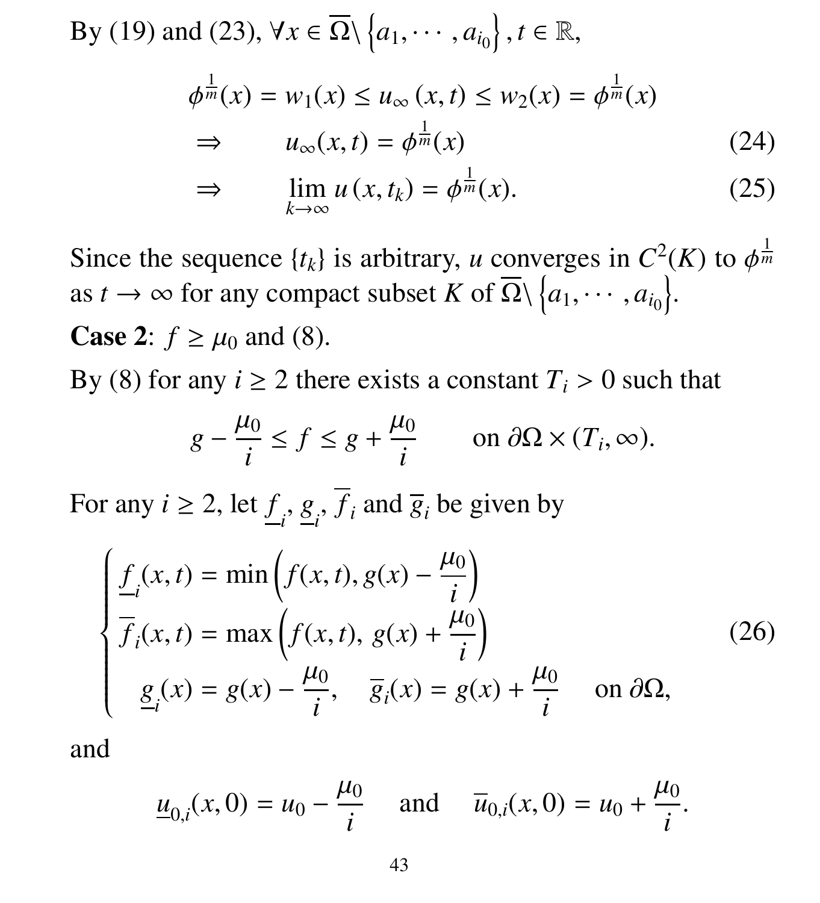By (19) and (23), $\forall x \in \overline{\Omega} \setminus \left\{a_1, \cdots, a_{i_0}\right\}, t \in \mathbb{R}$,

$$
\begin{aligned}
\phi^{\frac{1}{m}}(x) = w_1(x) \le u_\infty(x,t) \le w_2(x) = \phi^{\frac{1}{m}}(x) & \\
\Rightarrow \qquad u_\infty(x,t) = \phi^{\frac{1}{m}}(x) & \qquad (24)\\
\Rightarrow \qquad \lim_{k\to\infty} u(x,t_k) = \phi^{\frac{1}{m}}(x). & \qquad (25)
\end{aligned}
$$

Since the sequence $\{t_k\}$ is arbitrary, $u$ converges in $C^2(K)$ to $\phi^{\frac{1}{m}}$ as $t \to \infty$ for any compact subset $K$ of $\overline{\Omega} \setminus \left\{a_1, \cdots, a_{i_0}\right\}$.

**Case 2**: $f \ge \mu_0$ and (8).

By (8) for any $i \ge 2$ there exists a constant $T_i > 0$ such that

$$
g - \frac{\mu_0}{i} \le f \le g + \frac{\mu_0}{i} \qquad \text{on } \partial\Omega \times (T_i, \infty).
$$

For any $i \ge 2$, let $\underline{f}_i$, $\underline{g}_i$, $\overline{f}_i$ and $\overline{g}_i$ be given by

$$
\begin{cases}
\underline{f}_i(x,t) = \min\left(f(x,t), g(x) - \dfrac{\mu_0}{i}\right) \\
\overline{f}_i(x,t) = \max\left(f(x,t),\ g(x) + \dfrac{\mu_0}{i}\right) \\
\quad \underline{g}_i(x) = g(x) - \dfrac{\mu_0}{i}, \quad \overline{g}_i(x) = g(x) + \dfrac{\mu_0}{i} \quad \text{on } \partial\Omega,
\end{cases} \tag{26}
$$

and

$$
\underline{u}_{0,i}(x,0) = u_0 - \frac{\mu_0}{i} \quad \text{and} \quad \overline{u}_{0,i}(x,0) = u_0 + \frac{\mu_0}{i}.
$$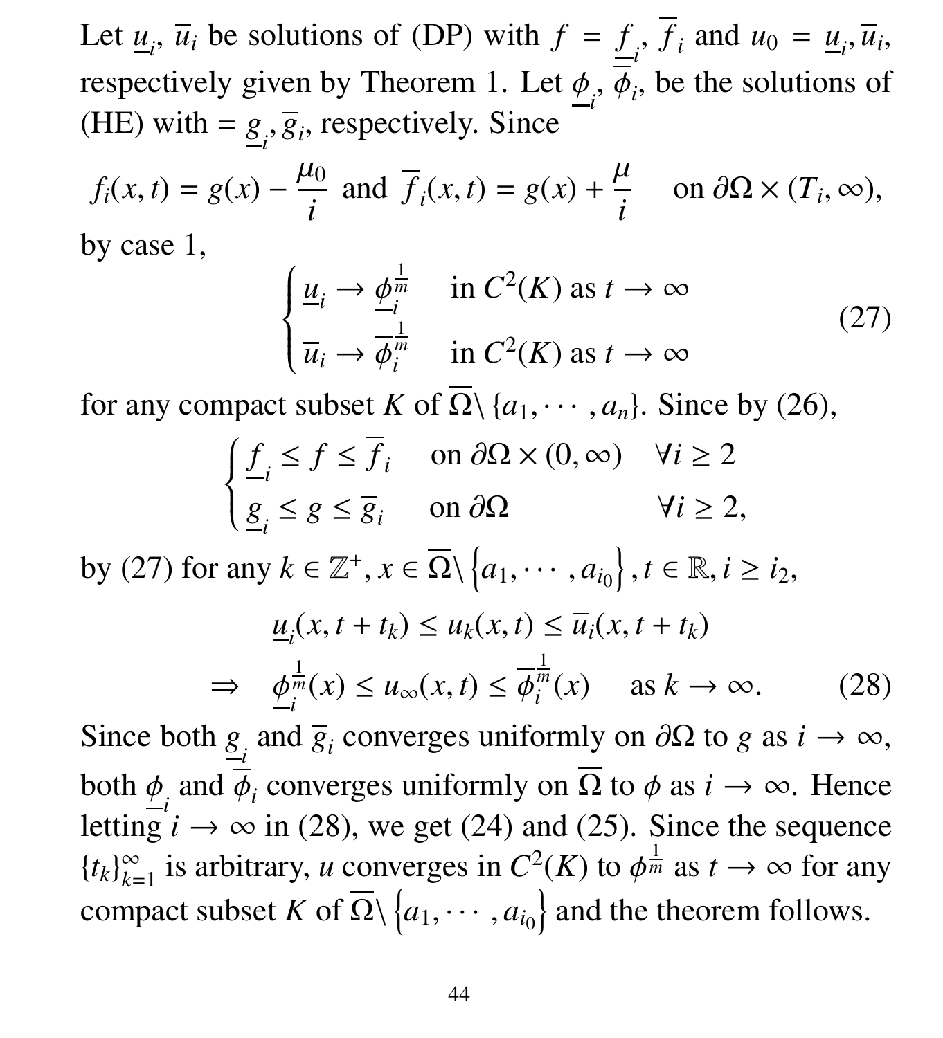Let $\underline{u}_i$, $\overline{u}_i$ be solutions of (DP) with $f = \underline{f}_i, \overline{f}_i$ and $u_0 = \underline{u}_i, \overline{u}_i$, respectively given by Theorem 1. Let $\underline{\phi}_i$, $\overline{\phi}_i$, be the solutions of (HE) with $= \underline{g}_i, \overline{g}_i$, respectively. Since

$$f_i(x,t) = g(x) - \frac{\mu_0}{i} \text{ and } \overline{f}_i(x,t) = g(x) + \frac{\mu}{i} \quad \text{ on } \partial\Omega \times (T_i, \infty),$$

by case 1,

$$\begin{cases} \underline{u}_i \to \underline{\phi}_i^{\frac{1}{m}} & \text{in } C^2(K) \text{ as } t \to \infty \\ \overline{u}_i \to \overline{\phi}_i^{\frac{1}{m}} & \text{in } C^2(K) \text{ as } t \to \infty \end{cases} \tag{27}$$

for any compact subset $K$ of $\overline{\Omega} \setminus \{a_1, \cdots, a_n\}$. Since by (26),

$$\begin{cases} \underline{f}_i \le f \le \overline{f}_i & \text{on } \partial\Omega \times (0, \infty) \quad \forall i \ge 2 \\ \underline{g}_i \le g \le \overline{g}_i & \text{on } \partial\Omega \qquad\qquad\quad\; \forall i \ge 2, \end{cases}$$

by (27) for any $k \in \mathbb{Z}^+, x \in \overline{\Omega} \setminus \left\{a_1, \cdots, a_{i_0}\right\}, t \in \mathbb{R}, i \ge i_2$,

$$\begin{aligned} & \underline{u}_i(x, t + t_k) \le u_k(x,t) \le \overline{u}_i(x, t + t_k) \\ \Rightarrow \quad & \underline{\phi}_i^{\frac{1}{m}}(x) \le u_\infty(x,t) \le \overline{\phi}_i^{\frac{1}{m}}(x) \quad \text{ as } k \to \infty. \end{aligned} \tag{28}$$

Since both $\underline{g}_i$ and $\overline{g}_i$ converges uniformly on $\partial\Omega$ to $g$ as $i \to \infty$, both $\underline{\phi}_i$ and $\overline{\phi}_i$ converges uniformly on $\overline{\Omega}$ to $\phi$ as $i \to \infty$. Hence letting $i \to \infty$ in (28), we get (24) and (25). Since the sequence $\{t_k\}_{k=1}^\infty$ is arbitrary, $u$ converges in $C^2(K)$ to $\phi^{\frac{1}{m}}$ as $t \to \infty$ for any compact subset $K$ of $\overline{\Omega} \setminus \left\{a_1, \cdots, a_{i_0}\right\}$ and the theorem follows.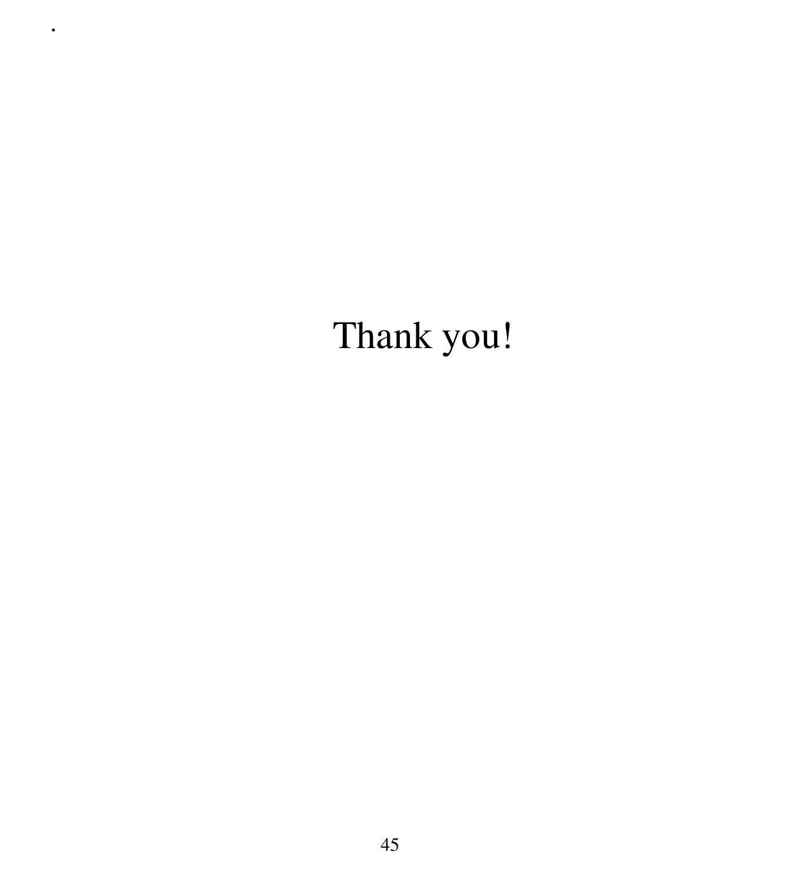Thank you!